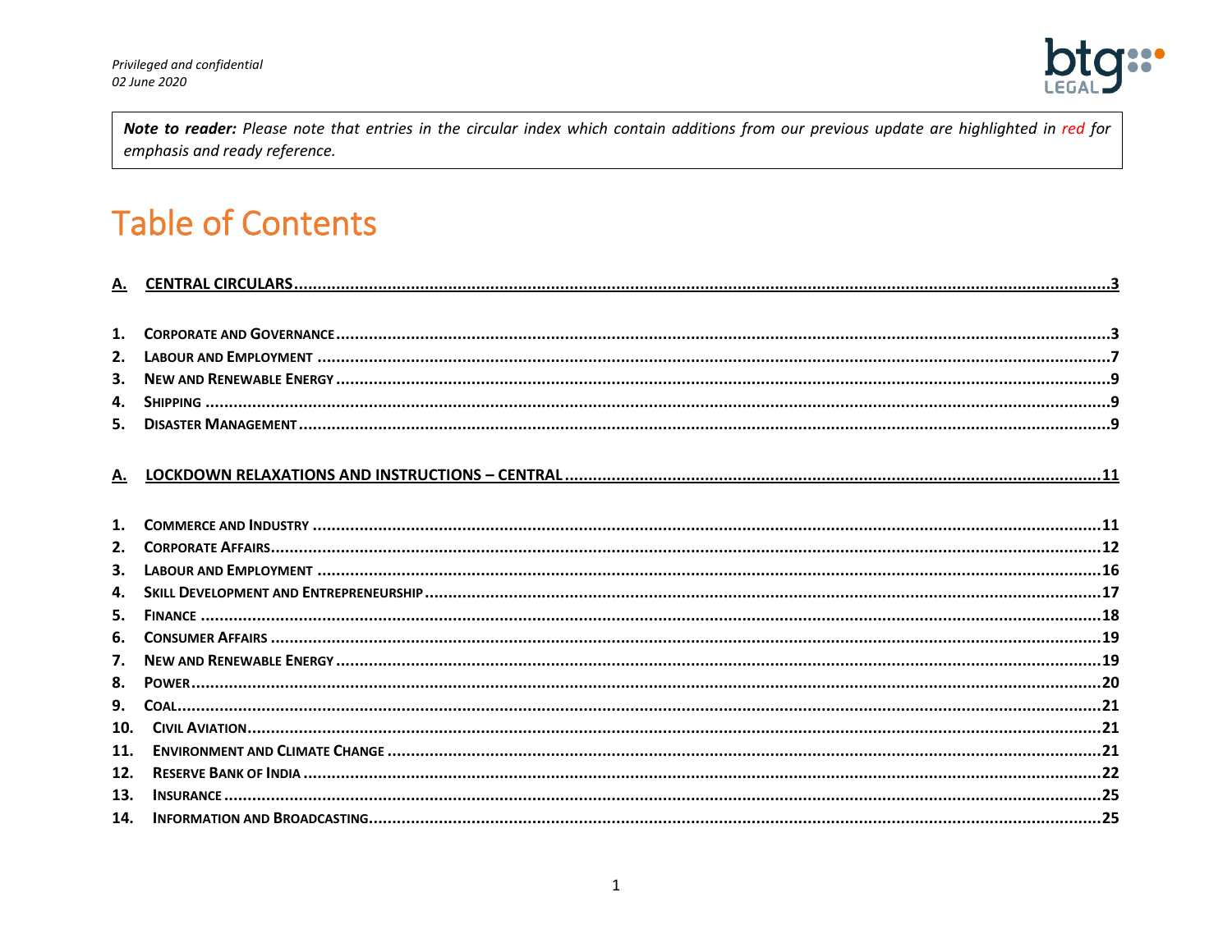*Privileged and confidential*
*02 June 2020*

> ***Note to reader:*** *Please note that entries in the circular index which contain additions from our previous update are highlighted in red for emphasis and ready reference.*

# Table of Contents

**A. CENTRAL CIRCULARS ..... 3**

1. **Corporate and Governance** ..... 3
2. **Labour and Employment** ..... 7
3. **New and Renewable Energy** ..... 9
4. **Shipping** ..... 9
5. **Disaster Management** ..... 9

**A. LOCKDOWN RELAXATIONS AND INSTRUCTIONS – CENTRAL ..... 11**

1. **Commerce and Industry** ..... 11
2. **Corporate Affairs** ..... 12
3. **Labour and Employment** ..... 16
4. **Skill Development and Entrepreneurship** ..... 17
5. **Finance** ..... 18
6. **Consumer Affairs** ..... 19
7. **New and Renewable Energy** ..... 19
8. **Power** ..... 20
9. **Coal** ..... 21
10. **Civil Aviation** ..... 21
11. **Environment and Climate Change** ..... 21
12. **Reserve Bank of India** ..... 22
13. **Insurance** ..... 25
14. **Information and Broadcasting** ..... 25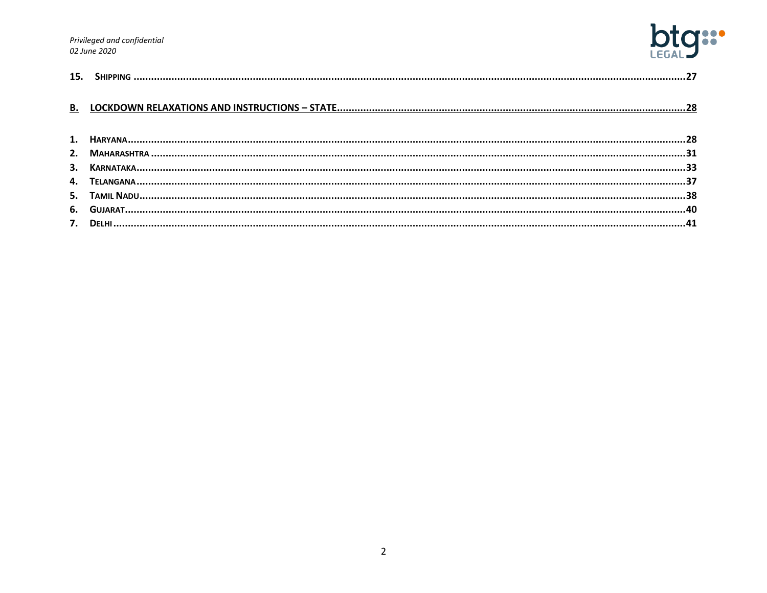15. **SHIPPING** ....................................................................................................................................................................27

**B. LOCKDOWN RELAXATIONS AND INSTRUCTIONS – STATE**.........................................................................................................................28

1. **HARYANA**.......................................................................................................................................................................28
2. **MAHARASHTRA** ...............................................................................................................................................................31
3. **KARNATAKA**.....................................................................................................................................................................33
4. **TELANGANA**.....................................................................................................................................................................37
5. **TAMIL NADU**....................................................................................................................................................................38
6. **GUJARAT**.........................................................................................................................................................................40
7. **DELHI** ..............................................................................................................................................................................41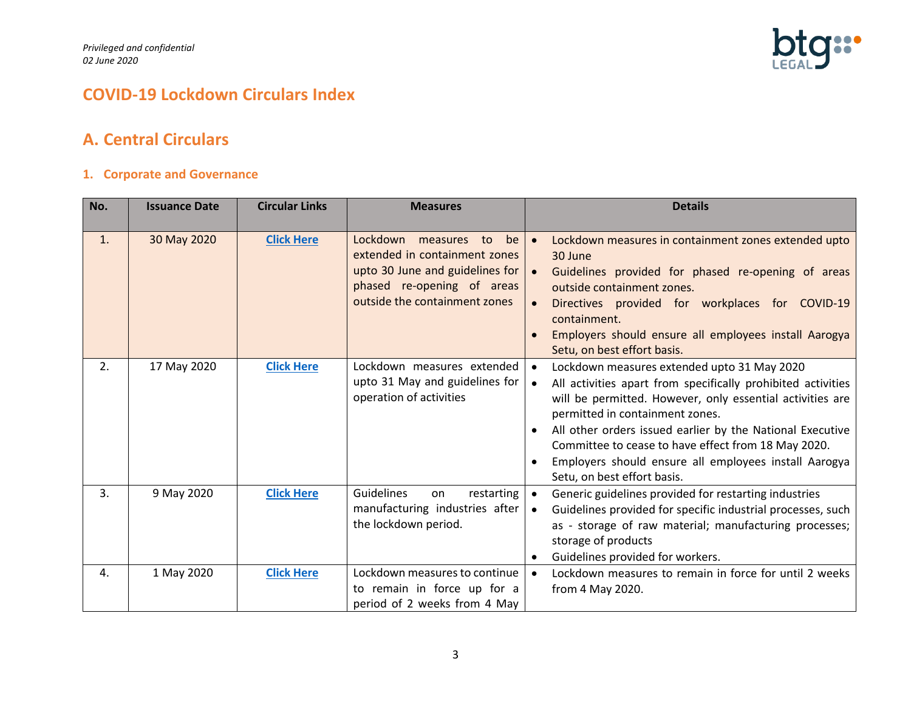*Privileged and confidential*
*02 June 2020*

# COVID-19 Lockdown Circulars Index

## A. Central Circulars

### 1. Corporate and Governance

| No. | Issuance Date | Circular Links | Measures | Details |
|---|---|---|---|---|
| 1. | 30 May 2020 | **Click Here** | Lockdown measures to be extended in containment zones upto 30 June and guidelines for phased re-opening of areas outside the containment zones | • Lockdown measures in containment zones extended upto 30 June<br>• Guidelines provided for phased re-opening of areas outside containment zones.<br>• Directives provided for workplaces for COVID-19 containment.<br>• Employers should ensure all employees install Aarogya Setu, on best effort basis. |
| 2. | 17 May 2020 | **Click Here** | Lockdown measures extended upto 31 May and guidelines for operation of activities | • Lockdown measures extended upto 31 May 2020<br>• All activities apart from specifically prohibited activities will be permitted. However, only essential activities are permitted in containment zones.<br>• All other orders issued earlier by the National Executive Committee to cease to have effect from 18 May 2020.<br>• Employers should ensure all employees install Aarogya Setu, on best effort basis. |
| 3. | 9 May 2020 | **Click Here** | Guidelines on restarting manufacturing industries after the lockdown period. | • Generic guidelines provided for restarting industries<br>• Guidelines provided for specific industrial processes, such as - storage of raw material; manufacturing processes; storage of products<br>• Guidelines provided for workers. |
| 4. | 1 May 2020 | **Click Here** | Lockdown measures to continue to remain in force up for a period of 2 weeks from 4 May | • Lockdown measures to remain in force for until 2 weeks from 4 May 2020. |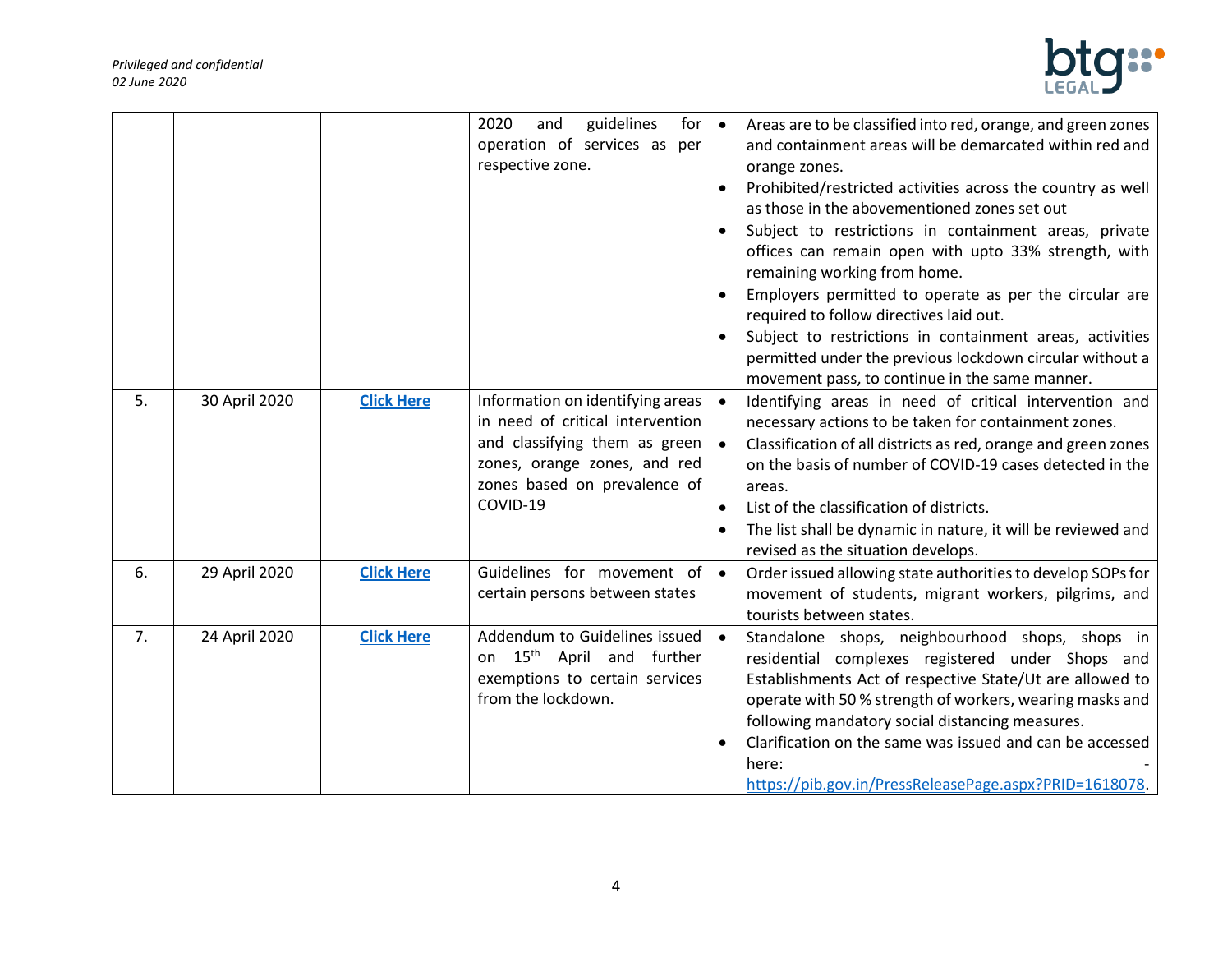| | | | 2020 and guidelines for operation of services as per respective zone. | • Areas are to be classified into red, orange, and green zones and containment areas will be demarcated within red and orange zones.<br>• Prohibited/restricted activities across the country as well as those in the abovementioned zones set out<br>• Subject to restrictions in containment areas, private offices can remain open with upto 33% strength, with remaining working from home.<br>• Employers permitted to operate as per the circular are required to follow directives laid out.<br>• Subject to restrictions in containment areas, activities permitted under the previous lockdown circular without a movement pass, to continue in the same manner. |
|---|---|---|---|---|
| 5. | 30 April 2020 | **Click Here** | Information on identifying areas in need of critical intervention and classifying them as green zones, orange zones, and red zones based on prevalence of COVID-19 | • Identifying areas in need of critical intervention and necessary actions to be taken for containment zones.<br>• Classification of all districts as red, orange and green zones on the basis of number of COVID-19 cases detected in the areas.<br>• List of the classification of districts.<br>• The list shall be dynamic in nature, it will be reviewed and revised as the situation develops. |
| 6. | 29 April 2020 | **Click Here** | Guidelines for movement of certain persons between states | • Order issued allowing state authorities to develop SOPs for movement of students, migrant workers, pilgrims, and tourists between states. |
| 7. | 24 April 2020 | **Click Here** | Addendum to Guidelines issued on 15th April and further exemptions to certain services from the lockdown. | • Standalone shops, neighbourhood shops, shops in residential complexes registered under Shops and Establishments Act of respective State/Ut are allowed to operate with 50 % strength of workers, wearing masks and following mandatory social distancing measures.<br>• Clarification on the same was issued and can be accessed here: - https://pib.gov.in/PressReleasePage.aspx?PRID=1618078. |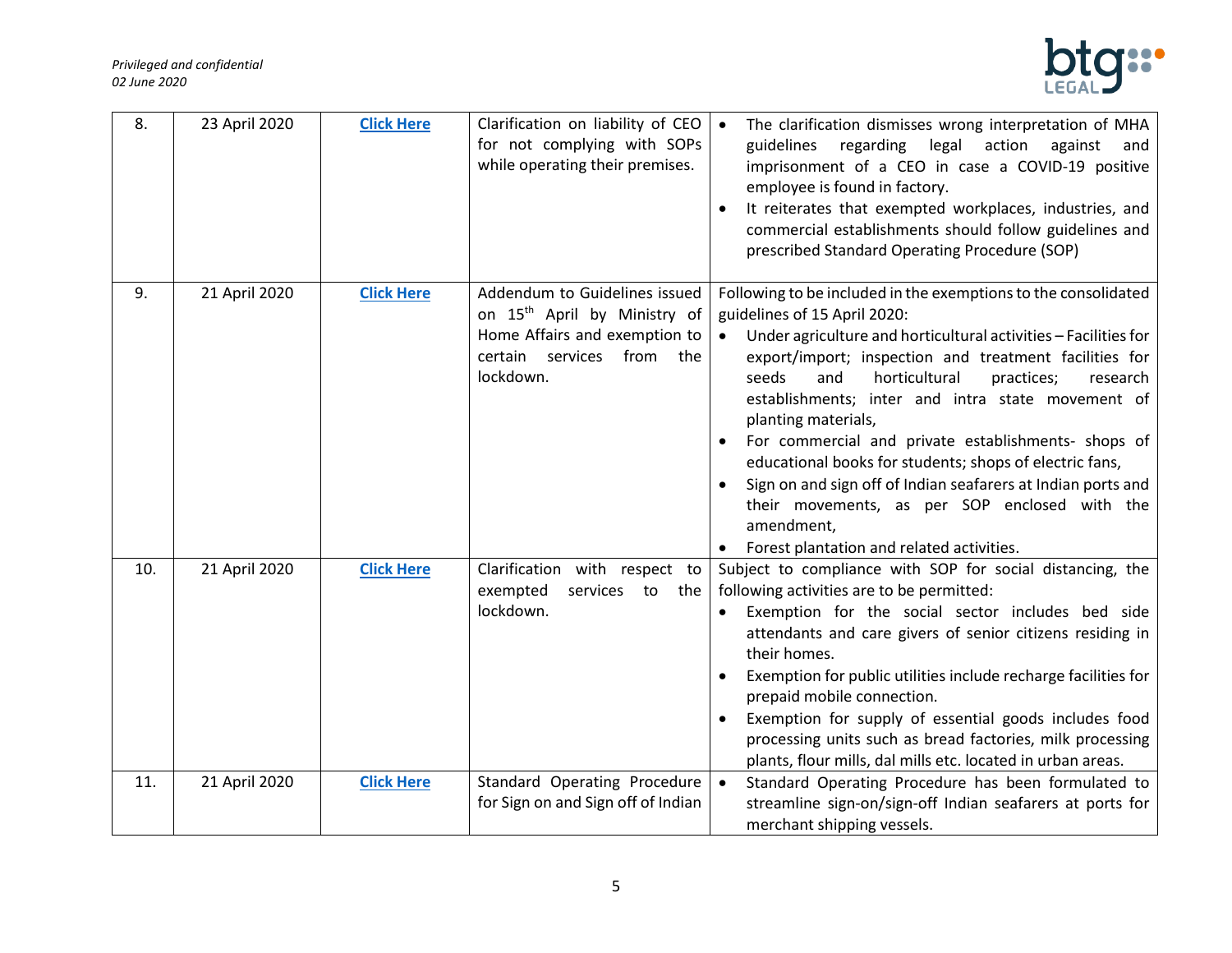| 8. | 23 April 2020 | **Click Here** | Clarification on liability of CEO for not complying with SOPs while operating their premises. | • The clarification dismisses wrong interpretation of MHA guidelines regarding legal action against and imprisonment of a CEO in case a COVID-19 positive employee is found in factory.<br>• It reiterates that exempted workplaces, industries, and commercial establishments should follow guidelines and prescribed Standard Operating Procedure (SOP) |
|---|---|---|---|---|
| 9. | 21 April 2020 | **Click Here** | Addendum to Guidelines issued on 15th April by Ministry of Home Affairs and exemption to certain services from the lockdown. | Following to be included in the exemptions to the consolidated guidelines of 15 April 2020:<br>• Under agriculture and horticultural activities – Facilities for export/import; inspection and treatment facilities for seeds and horticultural practices; research establishments; inter and intra state movement of planting materials,<br>• For commercial and private establishments- shops of educational books for students; shops of electric fans,<br>• Sign on and sign off of Indian seafarers at Indian ports and their movements, as per SOP enclosed with the amendment,<br>• Forest plantation and related activities. |
| 10. | 21 April 2020 | **Click Here** | Clarification with respect to exempted services to the lockdown. | Subject to compliance with SOP for social distancing, the following activities are to be permitted:<br>• Exemption for the social sector includes bed side attendants and care givers of senior citizens residing in their homes.<br>• Exemption for public utilities include recharge facilities for prepaid mobile connection.<br>• Exemption for supply of essential goods includes food processing units such as bread factories, milk processing plants, flour mills, dal mills etc. located in urban areas. |
| 11. | 21 April 2020 | **Click Here** | Standard Operating Procedure for Sign on and Sign off of Indian | • Standard Operating Procedure has been formulated to streamline sign-on/sign-off Indian seafarers at ports for merchant shipping vessels. |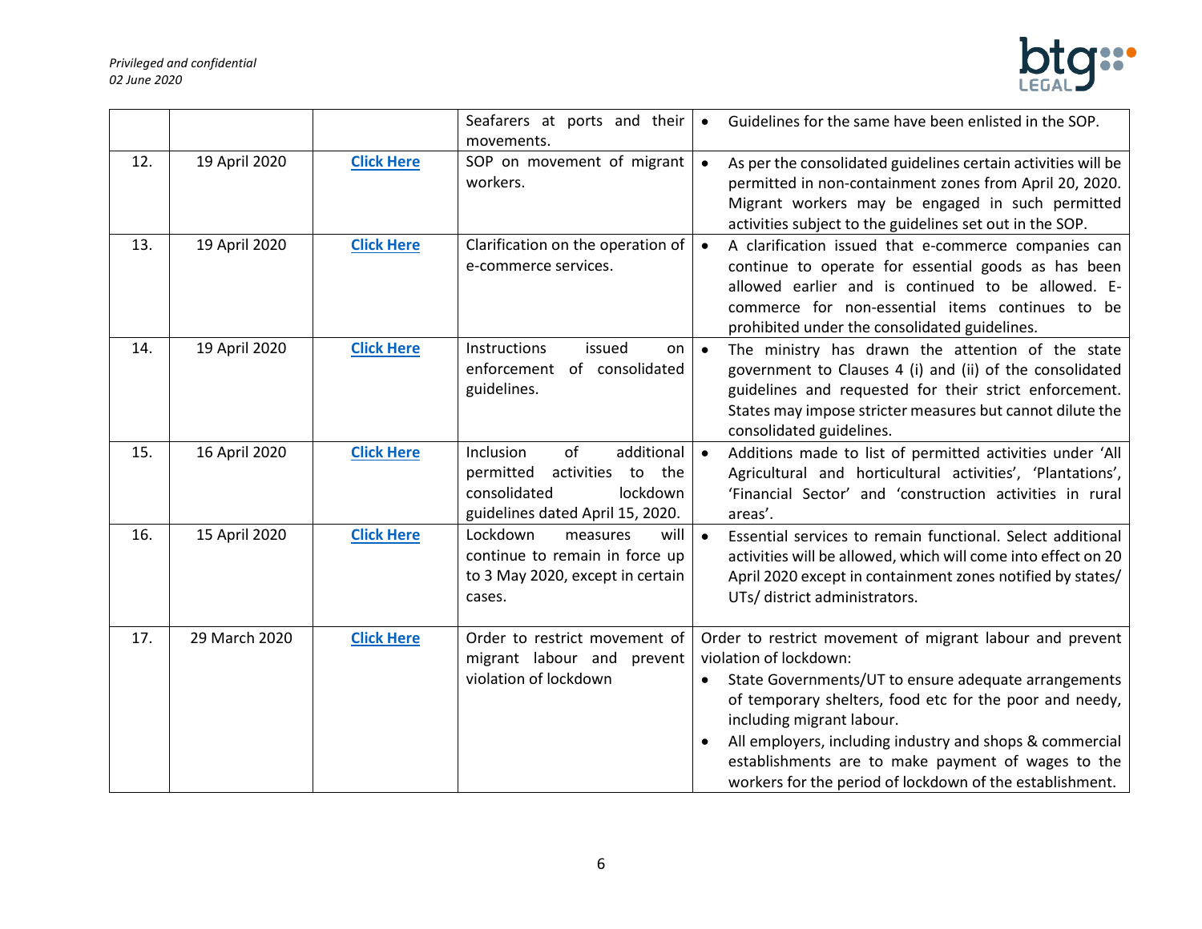| | | | | |
|---|---|---|---|---|
| | | | Seafarers at ports and their movements. | • Guidelines for the same have been enlisted in the SOP. |
| 12. | 19 April 2020 | **Click Here** | SOP on movement of migrant workers. | • As per the consolidated guidelines certain activities will be permitted in non-containment zones from April 20, 2020. Migrant workers may be engaged in such permitted activities subject to the guidelines set out in the SOP. |
| 13. | 19 April 2020 | **Click Here** | Clarification on the operation of e-commerce services. | • A clarification issued that e-commerce companies can continue to operate for essential goods as has been allowed earlier and is continued to be allowed. E-commerce for non-essential items continues to be prohibited under the consolidated guidelines. |
| 14. | 19 April 2020 | **Click Here** | Instructions issued on enforcement of consolidated guidelines. | • The ministry has drawn the attention of the state government to Clauses 4 (i) and (ii) of the consolidated guidelines and requested for their strict enforcement. States may impose stricter measures but cannot dilute the consolidated guidelines. |
| 15. | 16 April 2020 | **Click Here** | Inclusion of additional permitted activities to the consolidated lockdown guidelines dated April 15, 2020. | • Additions made to list of permitted activities under 'All Agricultural and horticultural activities', 'Plantations', 'Financial Sector' and 'construction activities in rural areas'. |
| 16. | 15 April 2020 | **Click Here** | Lockdown measures will continue to remain in force up to 3 May 2020, except in certain cases. | • Essential services to remain functional. Select additional activities will be allowed, which will come into effect on 20 April 2020 except in containment zones notified by states/ UTs/ district administrators. |
| 17. | 29 March 2020 | **Click Here** | Order to restrict movement of migrant labour and prevent violation of lockdown | Order to restrict movement of migrant labour and prevent violation of lockdown: <br>• State Governments/UT to ensure adequate arrangements of temporary shelters, food etc for the poor and needy, including migrant labour. <br>• All employers, including industry and shops & commercial establishments are to make payment of wages to the workers for the period of lockdown of the establishment. |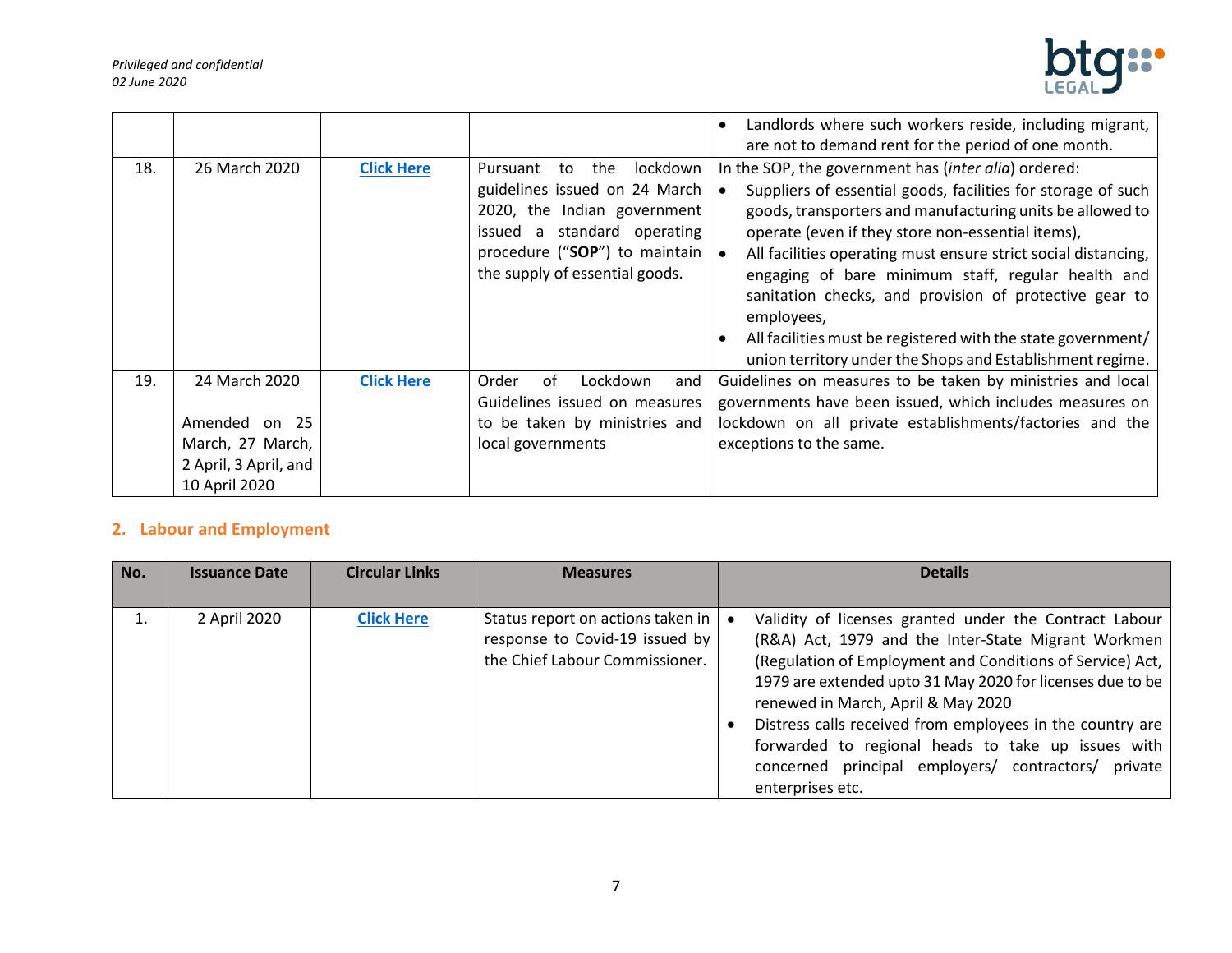| | | | | • Landlords where such workers reside, including migrant, are not to demand rent for the period of one month. |
|---|---|---|---|---|
| 18. | 26 March 2020 | **Click Here** | Pursuant to the lockdown guidelines issued on 24 March 2020, the Indian government issued a standard operating procedure ("**SOP**") to maintain the supply of essential goods. | In the SOP, the government has (*inter alia*) ordered:<br>• Suppliers of essential goods, facilities for storage of such goods, transporters and manufacturing units be allowed to operate (even if they store non-essential items),<br>• All facilities operating must ensure strict social distancing, engaging of bare minimum staff, regular health and sanitation checks, and provision of protective gear to employees,<br>• All facilities must be registered with the state government/ union territory under the Shops and Establishment regime. |
| 19. | 24 March 2020<br><br>Amended on 25 March, 27 March, 2 April, 3 April, and 10 April 2020 | **Click Here** | Order of Lockdown and Guidelines issued on measures to be taken by ministries and local governments | Guidelines on measures to be taken by ministries and local governments have been issued, which includes measures on lockdown on all private establishments/factories and the exceptions to the same. |

## 2. Labour and Employment

| No. | Issuance Date | Circular Links | Measures | Details |
|---|---|---|---|---|
| 1. | 2 April 2020 | **Click Here** | Status report on actions taken in response to Covid-19 issued by the Chief Labour Commissioner. | • Validity of licenses granted under the Contract Labour (R&A) Act, 1979 and the Inter-State Migrant Workmen (Regulation of Employment and Conditions of Service) Act, 1979 are extended upto 31 May 2020 for licenses due to be renewed in March, April & May 2020<br>• Distress calls received from employees in the country are forwarded to regional heads to take up issues with concerned principal employers/ contractors/ private enterprises etc. |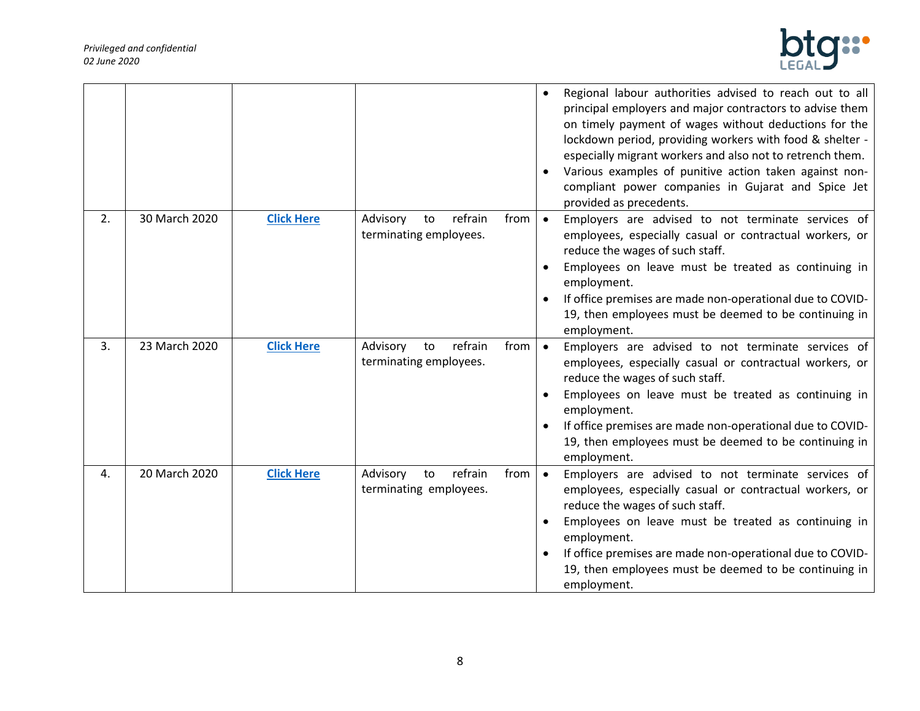| | | | | |
|---|---|---|---|---|
| | | | | • Regional labour authorities advised to reach out to all principal employers and major contractors to advise them on timely payment of wages without deductions for the lockdown period, providing workers with food & shelter - especially migrant workers and also not to retrench them. <br>• Various examples of punitive action taken against non-compliant power companies in Gujarat and Spice Jet provided as precedents. |
| 2. | 30 March 2020 | **Click Here** | Advisory to refrain from terminating employees. | • Employers are advised to not terminate services of employees, especially casual or contractual workers, or reduce the wages of such staff. <br>• Employees on leave must be treated as continuing in employment. <br>• If office premises are made non-operational due to COVID-19, then employees must be deemed to be continuing in employment. |
| 3. | 23 March 2020 | **Click Here** | Advisory to refrain from terminating employees. | • Employers are advised to not terminate services of employees, especially casual or contractual workers, or reduce the wages of such staff. <br>• Employees on leave must be treated as continuing in employment. <br>• If office premises are made non-operational due to COVID-19, then employees must be deemed to be continuing in employment. |
| 4. | 20 March 2020 | **Click Here** | Advisory to refrain from terminating employees. | • Employers are advised to not terminate services of employees, especially casual or contractual workers, or reduce the wages of such staff. <br>• Employees on leave must be treated as continuing in employment. <br>• If office premises are made non-operational due to COVID-19, then employees must be deemed to be continuing in employment. |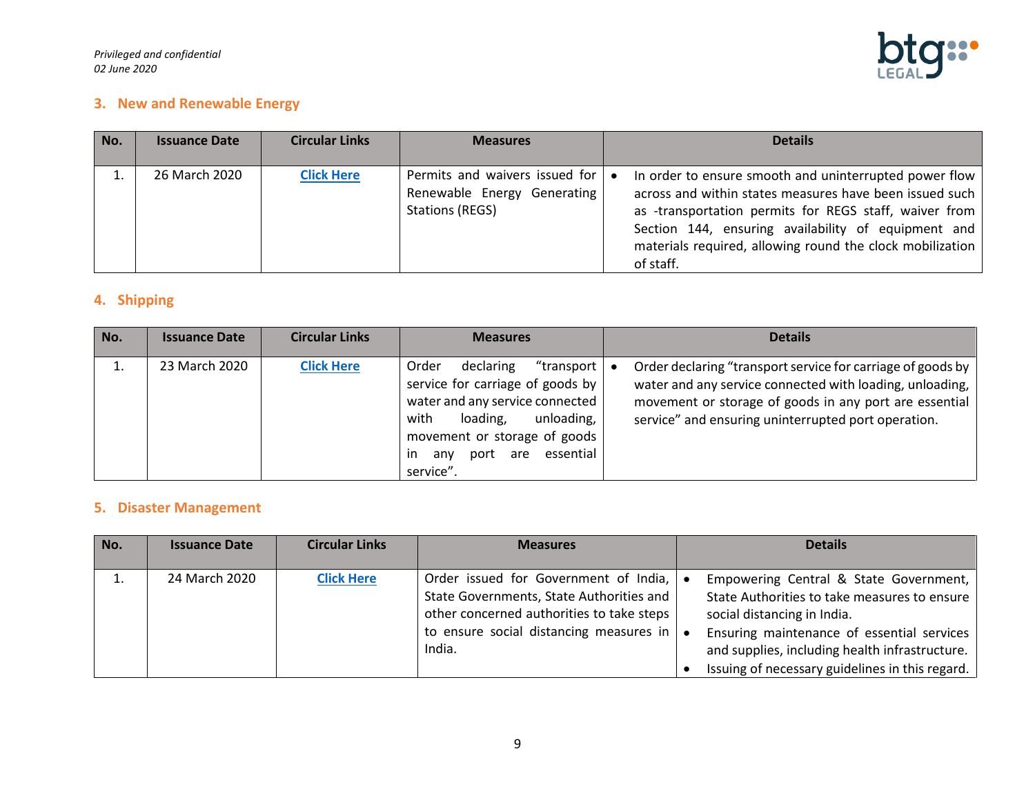## 3. New and Renewable Energy

| No. | Issuance Date | Circular Links | Measures | Details |
|---|---|---|---|---|
| 1. | 26 March 2020 | **Click Here** | Permits and waivers issued for Renewable Energy Generating Stations (REGS) | • In order to ensure smooth and uninterrupted power flow across and within states measures have been issued such as -transportation permits for REGS staff, waiver from Section 144, ensuring availability of equipment and materials required, allowing round the clock mobilization of staff. |

## 4. Shipping

| No. | Issuance Date | Circular Links | Measures | Details |
|---|---|---|---|---|
| 1. | 23 March 2020 | **Click Here** | Order declaring "transport service for carriage of goods by water and any service connected with loading, unloading, movement or storage of goods in any port are essential service". | • Order declaring "transport service for carriage of goods by water and any service connected with loading, unloading, movement or storage of goods in any port are essential service" and ensuring uninterrupted port operation. |

## 5. Disaster Management

| No. | Issuance Date | Circular Links | Measures | Details |
|---|---|---|---|---|
| 1. | 24 March 2020 | **Click Here** | Order issued for Government of India, State Governments, State Authorities and other concerned authorities to take steps to ensure social distancing measures in India. | • Empowering Central & State Government, State Authorities to take measures to ensure social distancing in India.<br>• Ensuring maintenance of essential services and supplies, including health infrastructure.<br>• Issuing of necessary guidelines in this regard. |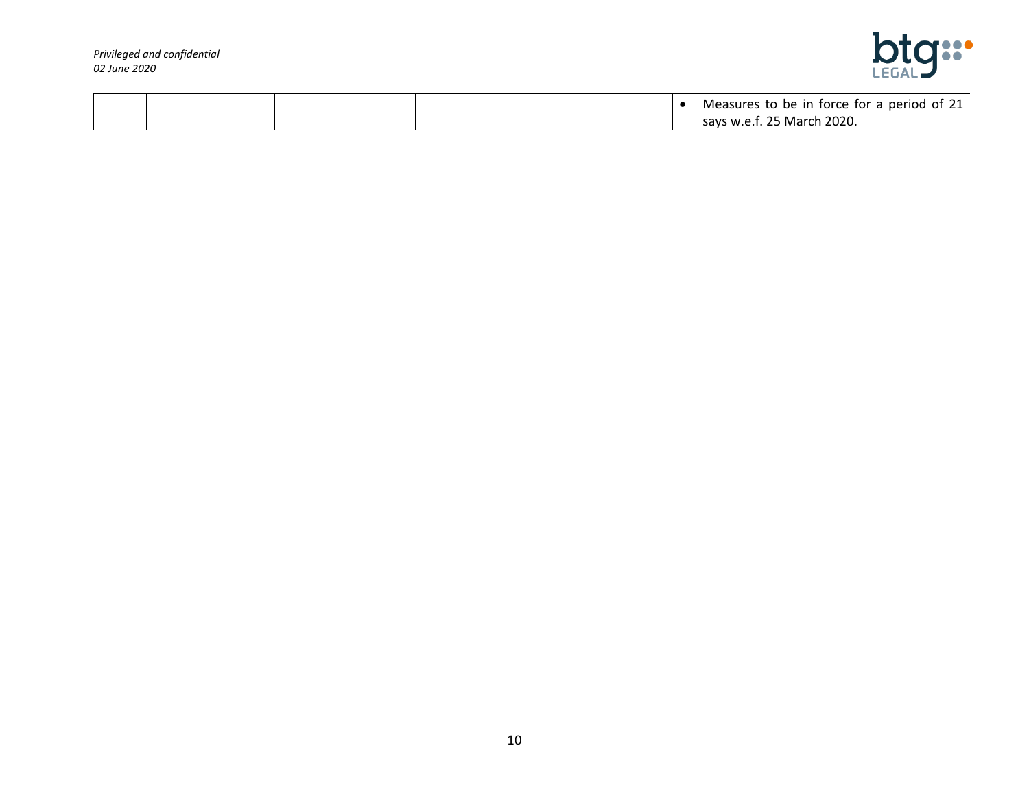| | | | | |
|---|---|---|---|---|
| | | | | • Measures to be in force for a period of 21 says w.e.f. 25 March 2020. |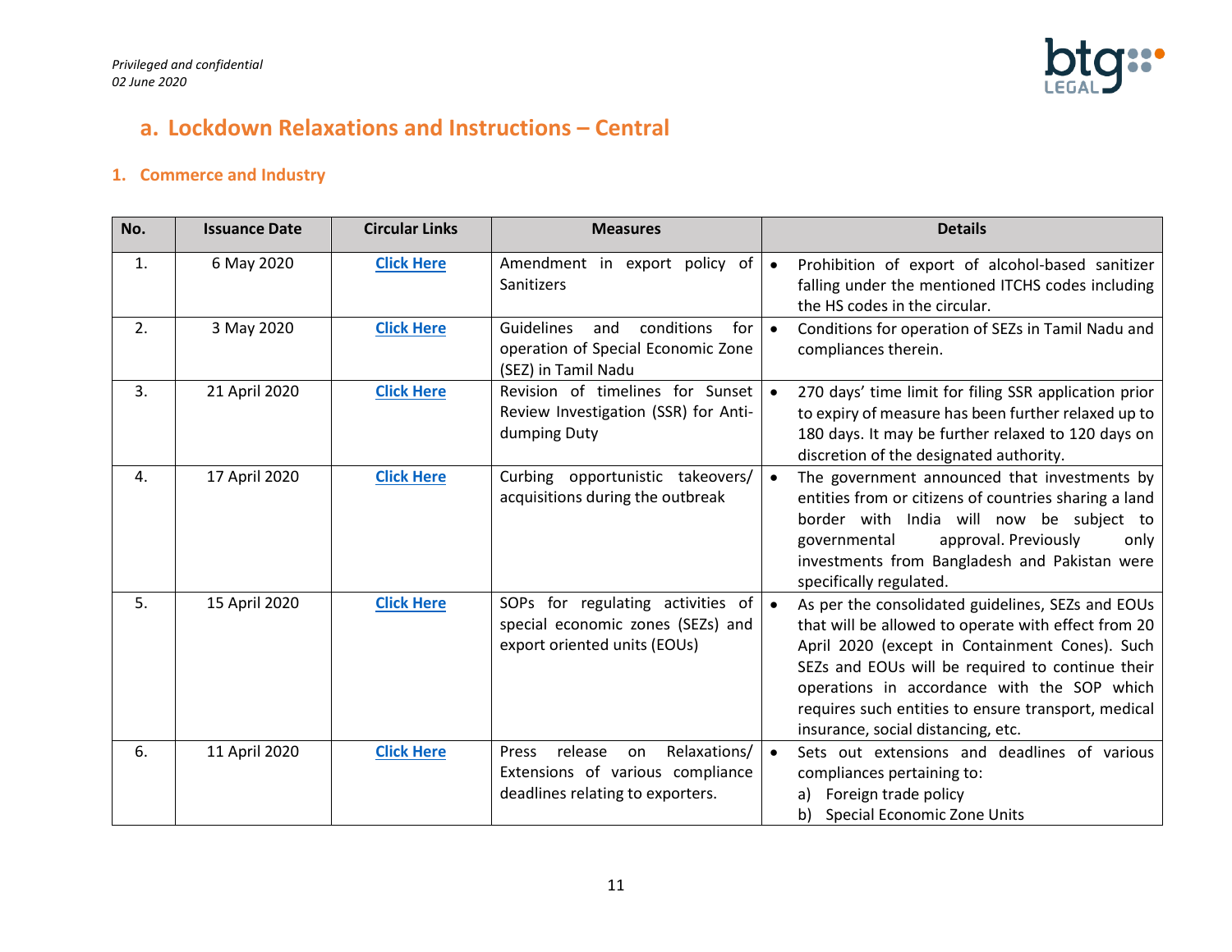## a. Lockdown Relaxations and Instructions – Central

### 1. Commerce and Industry

| No. | Issuance Date | Circular Links | Measures | Details |
|---|---|---|---|---|
| 1. | 6 May 2020 | **Click Here** | Amendment in export policy of Sanitizers | • Prohibition of export of alcohol-based sanitizer falling under the mentioned ITCHS codes including the HS codes in the circular. |
| 2. | 3 May 2020 | **Click Here** | Guidelines and conditions for operation of Special Economic Zone (SEZ) in Tamil Nadu | • Conditions for operation of SEZs in Tamil Nadu and compliances therein. |
| 3. | 21 April 2020 | **Click Here** | Revision of timelines for Sunset Review Investigation (SSR) for Anti-dumping Duty | • 270 days' time limit for filing SSR application prior to expiry of measure has been further relaxed up to 180 days. It may be further relaxed to 120 days on discretion of the designated authority. |
| 4. | 17 April 2020 | **Click Here** | Curbing opportunistic takeovers/ acquisitions during the outbreak | • The government announced that investments by entities from or citizens of countries sharing a land border with India will now be subject to governmental approval. Previously only investments from Bangladesh and Pakistan were specifically regulated. |
| 5. | 15 April 2020 | **Click Here** | SOPs for regulating activities of special economic zones (SEZs) and export oriented units (EOUs) | • As per the consolidated guidelines, SEZs and EOUs that will be allowed to operate with effect from 20 April 2020 (except in Containment Cones). Such SEZs and EOUs will be required to continue their operations in accordance with the SOP which requires such entities to ensure transport, medical insurance, social distancing, etc. |
| 6. | 11 April 2020 | **Click Here** | Press release on Relaxations/ Extensions of various compliance deadlines relating to exporters. | • Sets out extensions and deadlines of various compliances pertaining to: a) Foreign trade policy b) Special Economic Zone Units |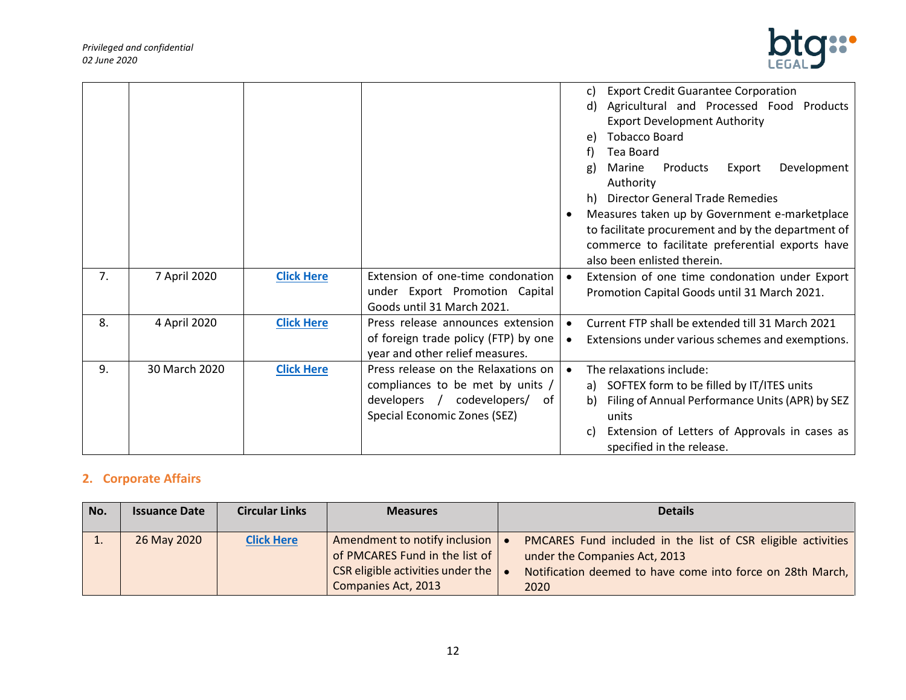|  |  |  |  | c) Export Credit Guarantee Corporation<br>d) Agricultural and Processed Food Products Export Development Authority<br>e) Tobacco Board<br>f) Tea Board<br>g) Marine Products Export Development Authority<br>h) Director General Trade Remedies<br>• Measures taken up by Government e-marketplace to facilitate procurement and by the department of commerce to facilitate preferential exports have also been enlisted therein. |
|---|---|---|---|---|
| 7. | 7 April 2020 | Click Here | Extension of one-time condonation under Export Promotion Capital Goods until 31 March 2021. | • Extension of one time condonation under Export Promotion Capital Goods until 31 March 2021. |
| 8. | 4 April 2020 | Click Here | Press release announces extension of foreign trade policy (FTP) by one year and other relief measures. | • Current FTP shall be extended till 31 March 2021<br>• Extensions under various schemes and exemptions. |
| 9. | 30 March 2020 | Click Here | Press release on the Relaxations on compliances to be met by units / developers / codevelopers/ of Special Economic Zones (SEZ) | • The relaxations include:<br>a) SOFTEX form to be filled by IT/ITES units<br>b) Filing of Annual Performance Units (APR) by SEZ units<br>c) Extension of Letters of Approvals in cases as specified in the release. |

## 2. Corporate Affairs

| No. | Issuance Date | Circular Links | Measures | Details |
|---|---|---|---|---|
| 1. | 26 May 2020 | Click Here | Amendment to notify inclusion of PMCARES Fund in the list of CSR eligible activities under the Companies Act, 2013 | • PMCARES Fund included in the list of CSR eligible activities under the Companies Act, 2013<br>• Notification deemed to have come into force on 28th March, 2020 |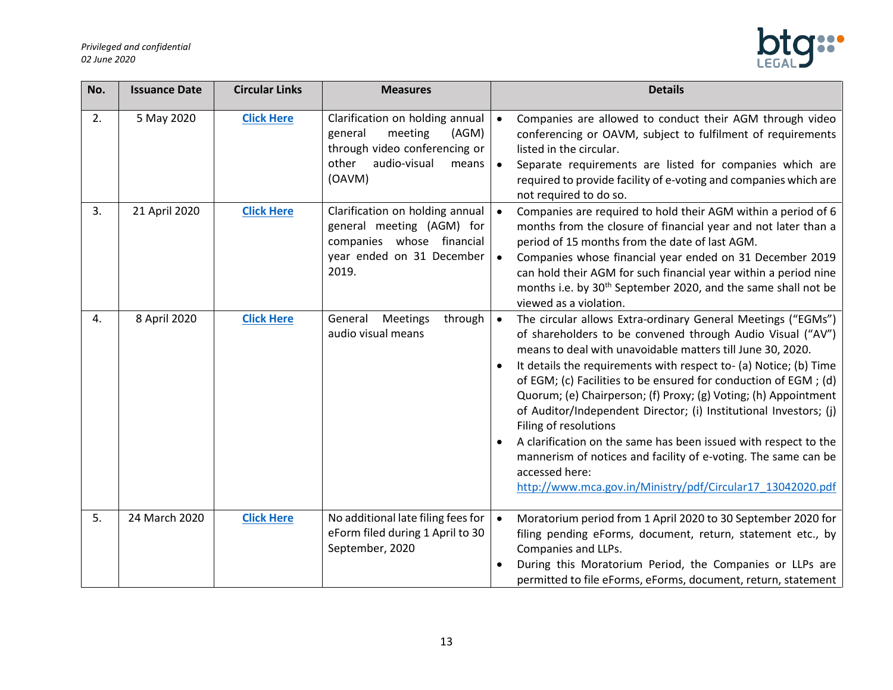| No. | Issuance Date | Circular Links | Measures | Details |
|---|---|---|---|---|
| 2. | 5 May 2020 | **Click Here** | Clarification on holding annual general meeting (AGM) through video conferencing or other audio-visual means (OAVM) | • Companies are allowed to conduct their AGM through video conferencing or OAVM, subject to fulfilment of requirements listed in the circular.<br>• Separate requirements are listed for companies which are required to provide facility of e-voting and companies which are not required to do so. |
| 3. | 21 April 2020 | **Click Here** | Clarification on holding annual general meeting (AGM) for companies whose financial year ended on 31 December 2019. | • Companies are required to hold their AGM within a period of 6 months from the closure of financial year and not later than a period of 15 months from the date of last AGM.<br>• Companies whose financial year ended on 31 December 2019 can hold their AGM for such financial year within a period nine months i.e. by 30th September 2020, and the same shall not be viewed as a violation. |
| 4. | 8 April 2020 | **Click Here** | General Meetings through audio visual means | • The circular allows Extra-ordinary General Meetings ("EGMs") of shareholders to be convened through Audio Visual ("AV") means to deal with unavoidable matters till June 30, 2020.<br>• It details the requirements with respect to- (a) Notice; (b) Time of EGM; (c) Facilities to be ensured for conduction of EGM ; (d) Quorum; (e) Chairperson; (f) Proxy; (g) Voting; (h) Appointment of Auditor/Independent Director; (i) Institutional Investors; (j) Filing of resolutions<br>• A clarification on the same has been issued with respect to the mannerism of notices and facility of e-voting. The same can be accessed here: http://www.mca.gov.in/Ministry/pdf/Circular17_13042020.pdf |
| 5. | 24 March 2020 | **Click Here** | No additional late filing fees for eForm filed during 1 April to 30 September, 2020 | • Moratorium period from 1 April 2020 to 30 September 2020 for filing pending eForms, document, return, statement etc., by Companies and LLPs.<br>• During this Moratorium Period, the Companies or LLPs are permitted to file eForms, eForms, document, return, statement |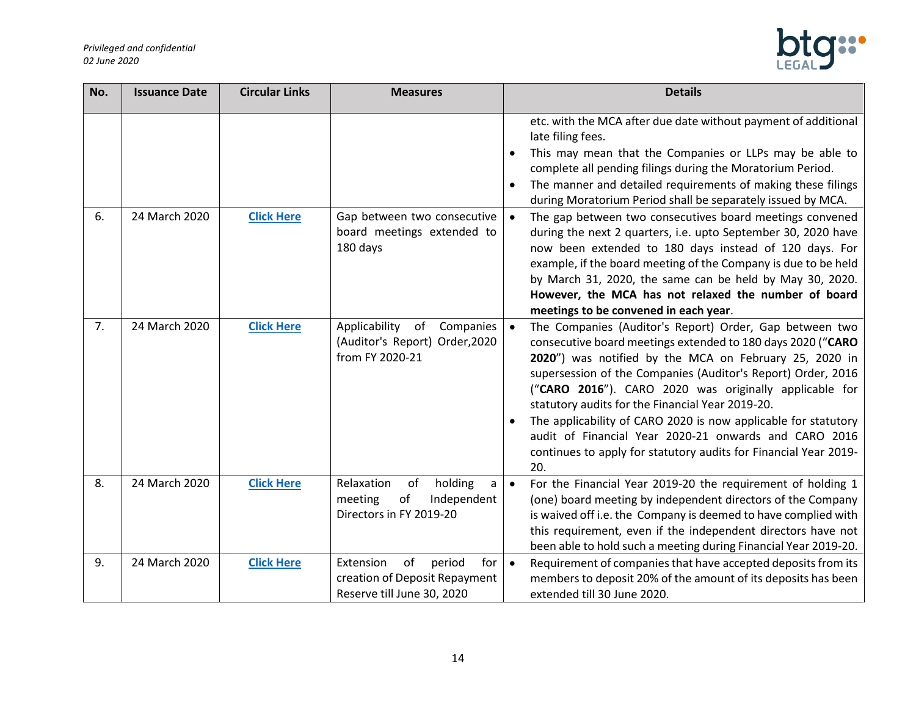| No. | Issuance Date | Circular Links | Measures | Details |
|---|---|---|---|---|
| | | | | etc. with the MCA after due date without payment of additional late filing fees.<br>• This may mean that the Companies or LLPs may be able to complete all pending filings during the Moratorium Period.<br>• The manner and detailed requirements of making these filings during Moratorium Period shall be separately issued by MCA. |
| 6. | 24 March 2020 | **Click Here** | Gap between two consecutive board meetings extended to 180 days | • The gap between two consecutives board meetings convened during the next 2 quarters, i.e. upto September 30, 2020 have now been extended to 180 days instead of 120 days. For example, if the board meeting of the Company is due to be held by March 31, 2020, the same can be held by May 30, 2020. **However, the MCA has not relaxed the number of board meetings to be convened in each year**. |
| 7. | 24 March 2020 | **Click Here** | Applicability of Companies (Auditor's Report) Order,2020 from FY 2020-21 | • The Companies (Auditor's Report) Order, Gap between two consecutive board meetings extended to 180 days 2020 ("**CARO 2020**") was notified by the MCA on February 25, 2020 in supersession of the Companies (Auditor's Report) Order, 2016 ("**CARO 2016**"). CARO 2020 was originally applicable for statutory audits for the Financial Year 2019-20.<br>• The applicability of CARO 2020 is now applicable for statutory audit of Financial Year 2020-21 onwards and CARO 2016 continues to apply for statutory audits for Financial Year 2019-20. |
| 8. | 24 March 2020 | **Click Here** | Relaxation of holding a meeting of Independent Directors in FY 2019-20 | • For the Financial Year 2019-20 the requirement of holding 1 (one) board meeting by independent directors of the Company is waived off i.e. the Company is deemed to have complied with this requirement, even if the independent directors have not been able to hold such a meeting during Financial Year 2019-20. |
| 9. | 24 March 2020 | **Click Here** | Extension of period for creation of Deposit Repayment Reserve till June 30, 2020 | • Requirement of companies that have accepted deposits from its members to deposit 20% of the amount of its deposits has been extended till 30 June 2020. |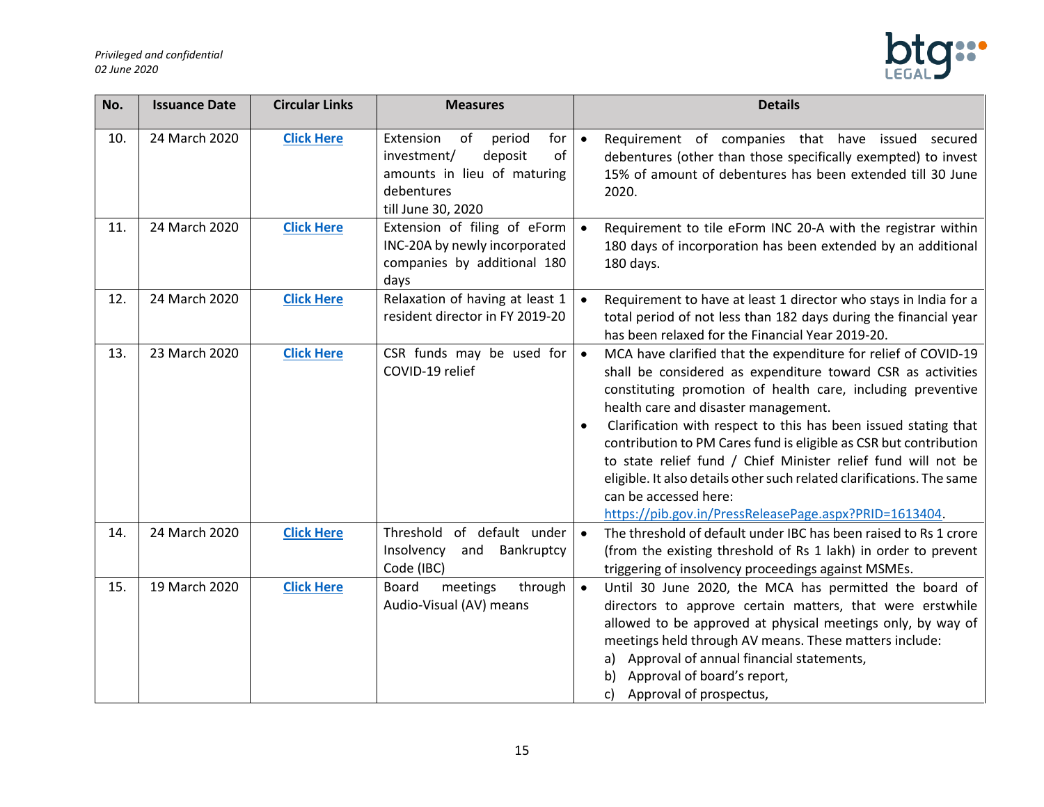| No. | Issuance Date | Circular Links | Measures | Details |
|---|---|---|---|---|
| 10. | 24 March 2020 | **Click Here** | Extension of period for investment/ deposit of amounts in lieu of maturing debentures till June 30, 2020 | • Requirement of companies that have issued secured debentures (other than those specifically exempted) to invest 15% of amount of debentures has been extended till 30 June 2020. |
| 11. | 24 March 2020 | **Click Here** | Extension of filing of eForm INC-20A by newly incorporated companies by additional 180 days | • Requirement to tile eForm INC 20-A with the registrar within 180 days of incorporation has been extended by an additional 180 days. |
| 12. | 24 March 2020 | **Click Here** | Relaxation of having at least 1 resident director in FY 2019-20 | • Requirement to have at least 1 director who stays in India for a total period of not less than 182 days during the financial year has been relaxed for the Financial Year 2019-20. |
| 13. | 23 March 2020 | **Click Here** | CSR funds may be used for COVID-19 relief | • MCA have clarified that the expenditure for relief of COVID-19 shall be considered as expenditure toward CSR as activities constituting promotion of health care, including preventive health care and disaster management.<br>• Clarification with respect to this has been issued stating that contribution to PM Cares fund is eligible as CSR but contribution to state relief fund / Chief Minister relief fund will not be eligible. It also details other such related clarifications. The same can be accessed here: https://pib.gov.in/PressReleasePage.aspx?PRID=1613404. |
| 14. | 24 March 2020 | **Click Here** | Threshold of default under Insolvency and Bankruptcy Code (IBC) | • The threshold of default under IBC has been raised to Rs 1 crore (from the existing threshold of Rs 1 lakh) in order to prevent triggering of insolvency proceedings against MSMEs. |
| 15. | 19 March 2020 | **Click Here** | Board meetings through Audio-Visual (AV) means | • Until 30 June 2020, the MCA has permitted the board of directors to approve certain matters, that were erstwhile allowed to be approved at physical meetings only, by way of meetings held through AV means. These matters include:<br>a) Approval of annual financial statements,<br>b) Approval of board's report,<br>c) Approval of prospectus, |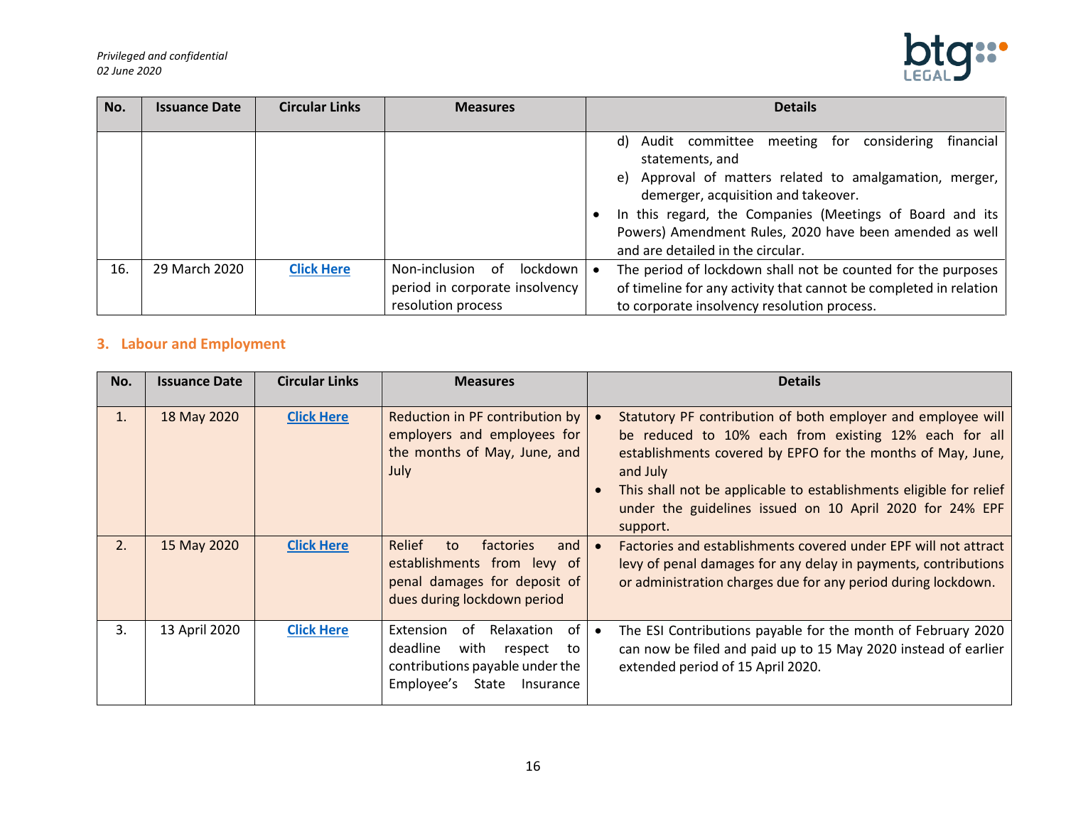| No. | Issuance Date | Circular Links | Measures | Details |
|---|---|---|---|---|
| | | | | d) Audit committee meeting for considering financial statements, and<br>e) Approval of matters related to amalgamation, merger, demerger, acquisition and takeover.<br>• In this regard, the Companies (Meetings of Board and its Powers) Amendment Rules, 2020 have been amended as well and are detailed in the circular. |
| 16. | 29 March 2020 | Click Here | Non-inclusion of lockdown period in corporate insolvency resolution process | • The period of lockdown shall not be counted for the purposes of timeline for any activity that cannot be completed in relation to corporate insolvency resolution process. |

## 3. Labour and Employment

| No. | Issuance Date | Circular Links | Measures | Details |
|---|---|---|---|---|
| 1. | 18 May 2020 | Click Here | Reduction in PF contribution by employers and employees for the months of May, June, and July | • Statutory PF contribution of both employer and employee will be reduced to 10% each from existing 12% each for all establishments covered by EPFO for the months of May, June, and July<br>• This shall not be applicable to establishments eligible for relief under the guidelines issued on 10 April 2020 for 24% EPF support. |
| 2. | 15 May 2020 | Click Here | Relief to factories and establishments from levy of penal damages for deposit of dues during lockdown period | • Factories and establishments covered under EPF will not attract levy of penal damages for any delay in payments, contributions or administration charges due for any period during lockdown. |
| 3. | 13 April 2020 | Click Here | Extension of Relaxation of deadline with respect to contributions payable under the Employee's State Insurance | • The ESI Contributions payable for the month of February 2020 can now be filed and paid up to 15 May 2020 instead of earlier extended period of 15 April 2020. |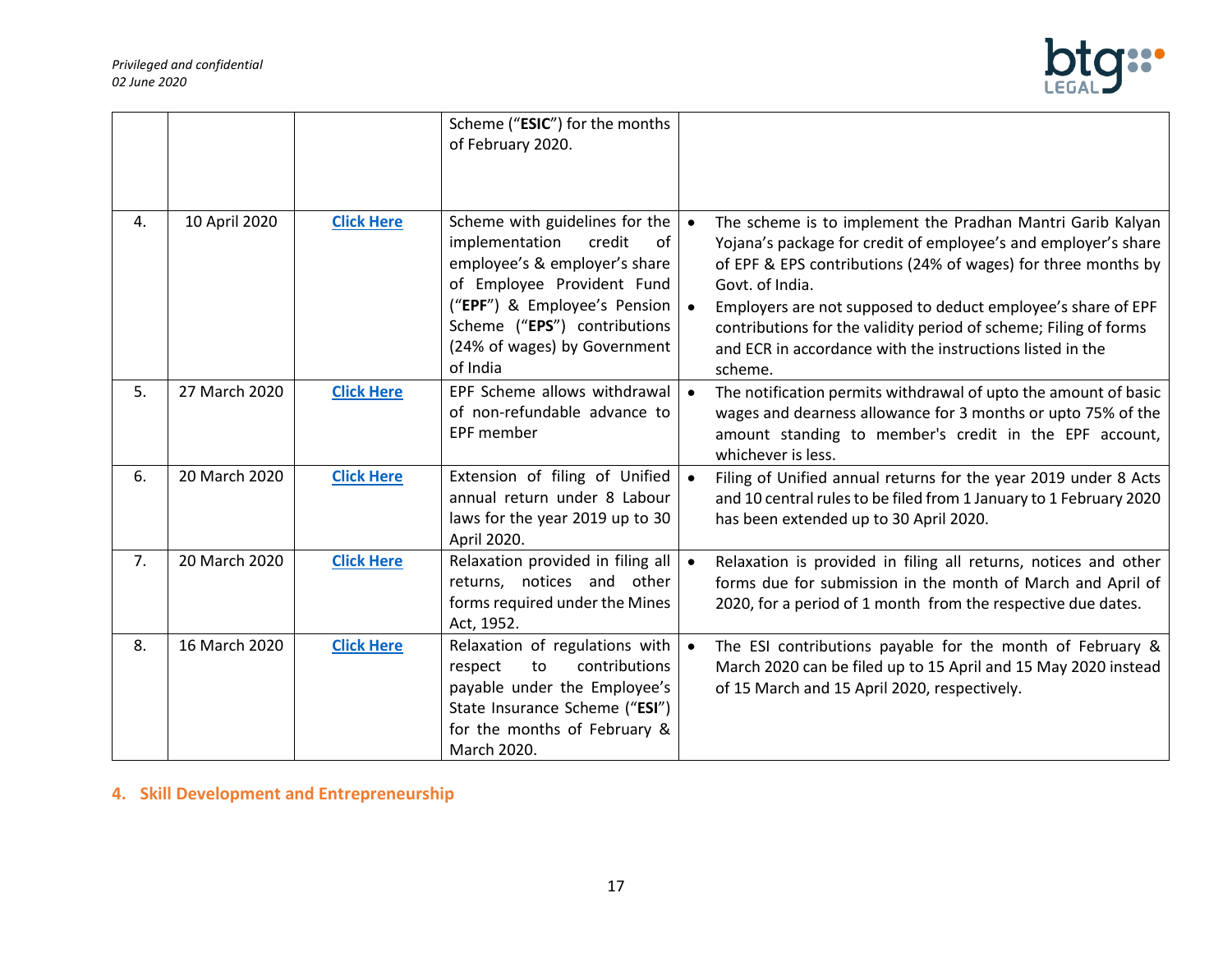| | | | | |
|---|---|---|---|---|
| | | | Scheme ("**ESIC**") for the months of February 2020. | |
| 4. | 10 April 2020 | [Click Here]() | Scheme with guidelines for the implementation credit of employee's & employer's share of Employee Provident Fund ("**EPF**") & Employee's Pension Scheme ("**EPS**") contributions (24% of wages) by Government of India | • The scheme is to implement the Pradhan Mantri Garib Kalyan Yojana's package for credit of employee's and employer's share of EPF & EPS contributions (24% of wages) for three months by Govt. of India.<br>• Employers are not supposed to deduct employee's share of EPF contributions for the validity period of scheme; Filing of forms and ECR in accordance with the instructions listed in the scheme. |
| 5. | 27 March 2020 | [Click Here]() | EPF Scheme allows withdrawal of non-refundable advance to EPF member | • The notification permits withdrawal of upto the amount of basic wages and dearness allowance for 3 months or upto 75% of the amount standing to member's credit in the EPF account, whichever is less. |
| 6. | 20 March 2020 | [Click Here]() | Extension of filing of Unified annual return under 8 Labour laws for the year 2019 up to 30 April 2020. | • Filing of Unified annual returns for the year 2019 under 8 Acts and 10 central rules to be filed from 1 January to 1 February 2020 has been extended up to 30 April 2020. |
| 7. | 20 March 2020 | [Click Here]() | Relaxation provided in filing all returns, notices and other forms required under the Mines Act, 1952. | • Relaxation is provided in filing all returns, notices and other forms due for submission in the month of March and April of 2020, for a period of 1 month from the respective due dates. |
| 8. | 16 March 2020 | [Click Here]() | Relaxation of regulations with respect to contributions payable under the Employee's State Insurance Scheme ("**ESI**") for the months of February & March 2020. | • The ESI contributions payable for the month of February & March 2020 can be filed up to 15 April and 15 May 2020 instead of 15 March and 15 April 2020, respectively. |

## 4. Skill Development and Entrepreneurship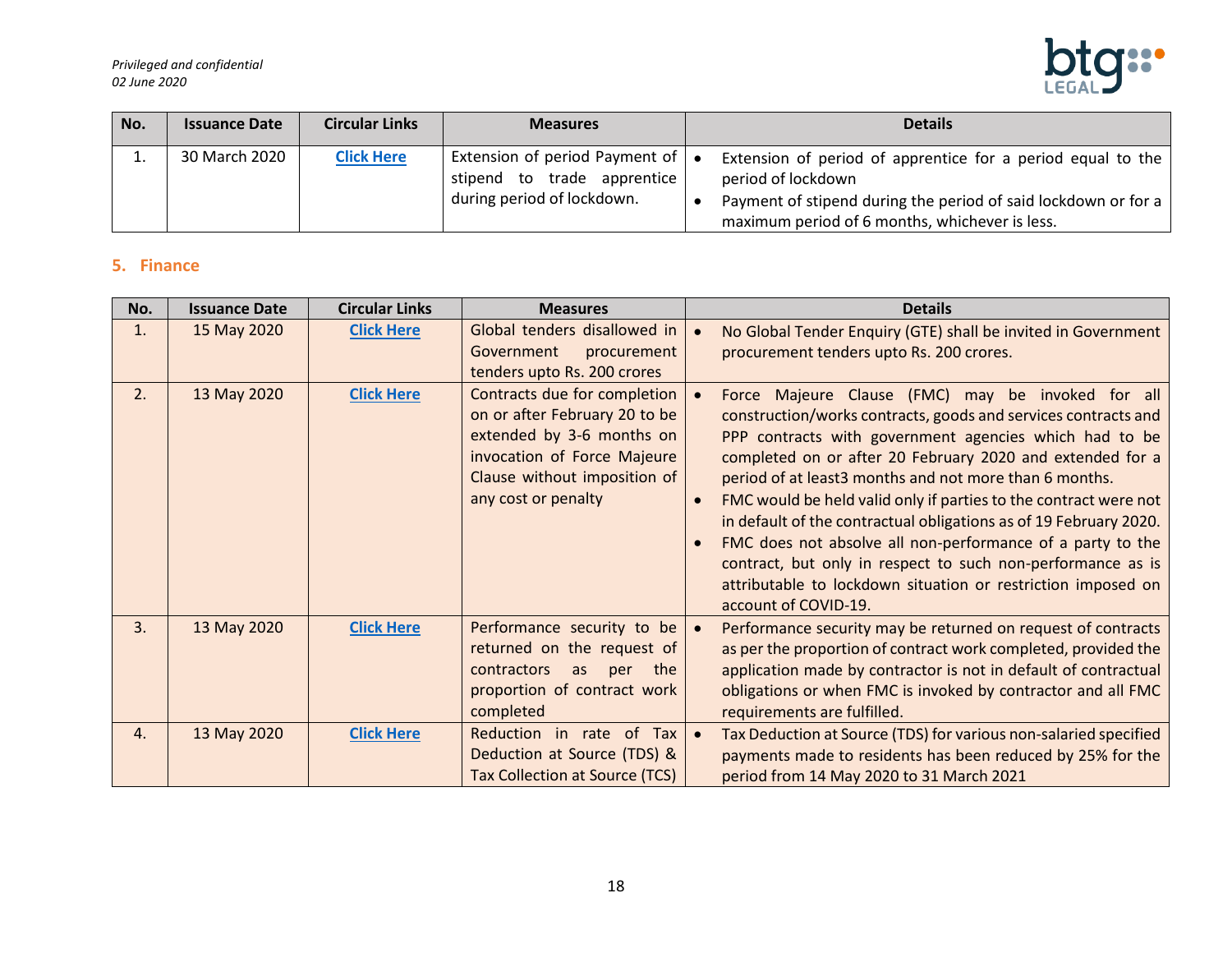| No. | Issuance Date | Circular Links | Measures | Details |
|---|---|---|---|---|
| 1. | 30 March 2020 | Click Here | Extension of period Payment of stipend to trade apprentice during period of lockdown. | • Extension of period of apprentice for a period equal to the period of lockdown<br>• Payment of stipend during the period of said lockdown or for a maximum period of 6 months, whichever is less. |

## 5. Finance

| No. | Issuance Date | Circular Links | Measures | Details |
|---|---|---|---|---|
| 1. | 15 May 2020 | Click Here | Global tenders disallowed in Government procurement tenders upto Rs. 200 crores | • No Global Tender Enquiry (GTE) shall be invited in Government procurement tenders upto Rs. 200 crores. |
| 2. | 13 May 2020 | Click Here | Contracts due for completion on or after February 20 to be extended by 3-6 months on invocation of Force Majeure Clause without imposition of any cost or penalty | • Force Majeure Clause (FMC) may be invoked for all construction/works contracts, goods and services contracts and PPP contracts with government agencies which had to be completed on or after 20 February 2020 and extended for a period of at least3 months and not more than 6 months.<br>• FMC would be held valid only if parties to the contract were not in default of the contractual obligations as of 19 February 2020.<br>• FMC does not absolve all non-performance of a party to the contract, but only in respect to such non-performance as is attributable to lockdown situation or restriction imposed on account of COVID-19. |
| 3. | 13 May 2020 | Click Here | Performance security to be returned on the request of contractors as per the proportion of contract work completed | • Performance security may be returned on request of contracts as per the proportion of contract work completed, provided the application made by contractor is not in default of contractual obligations or when FMC is invoked by contractor and all FMC requirements are fulfilled. |
| 4. | 13 May 2020 | Click Here | Reduction in rate of Tax Deduction at Source (TDS) & Tax Collection at Source (TCS) | • Tax Deduction at Source (TDS) for various non-salaried specified payments made to residents has been reduced by 25% for the period from 14 May 2020 to 31 March 2021 |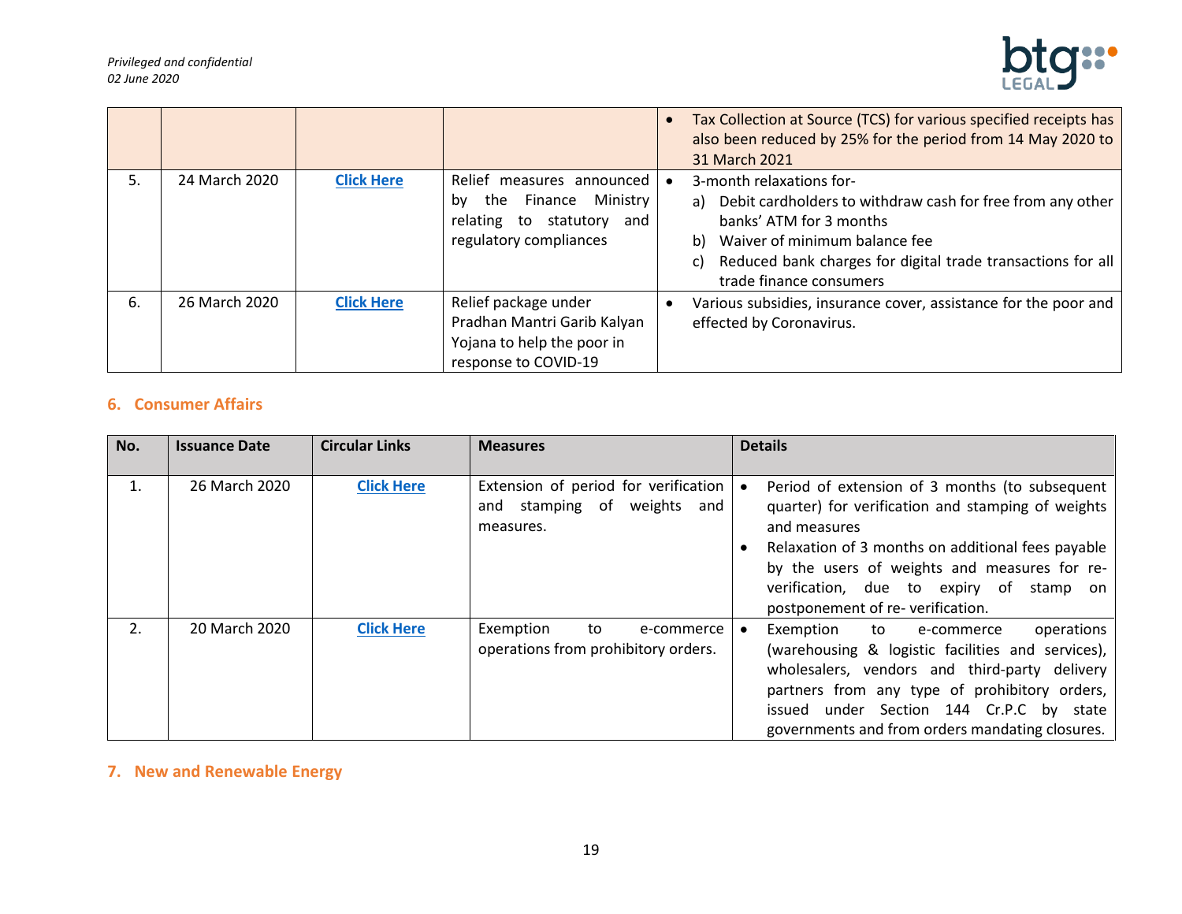| | | | | |
|---|---|---|---|---|
| | | | | • Tax Collection at Source (TCS) for various specified receipts has also been reduced by 25% for the period from 14 May 2020 to 31 March 2021 |
| 5. | 24 March 2020 | **Click Here** | Relief measures announced by the Finance Ministry relating to statutory and regulatory compliances | • 3-month relaxations for-<br>a) Debit cardholders to withdraw cash for free from any other banks' ATM for 3 months<br>b) Waiver of minimum balance fee<br>c) Reduced bank charges for digital trade transactions for all trade finance consumers |
| 6. | 26 March 2020 | **Click Here** | Relief package under Pradhan Mantri Garib Kalyan Yojana to help the poor in response to COVID-19 | • Various subsidies, insurance cover, assistance for the poor and effected by Coronavirus. |

## 6. Consumer Affairs

| No. | Issuance Date | Circular Links | Measures | Details |
|---|---|---|---|---|
| 1. | 26 March 2020 | **Click Here** | Extension of period for verification and stamping of weights and measures. | • Period of extension of 3 months (to subsequent quarter) for verification and stamping of weights and measures<br>• Relaxation of 3 months on additional fees payable by the users of weights and measures for re-verification, due to expiry of stamp on postponement of re- verification. |
| 2. | 20 March 2020 | **Click Here** | Exemption to e-commerce operations from prohibitory orders. | • Exemption to e-commerce operations (warehousing & logistic facilities and services), wholesalers, vendors and third-party delivery partners from any type of prohibitory orders, issued under Section 144 Cr.P.C by state governments and from orders mandating closures. |

## 7. New and Renewable Energy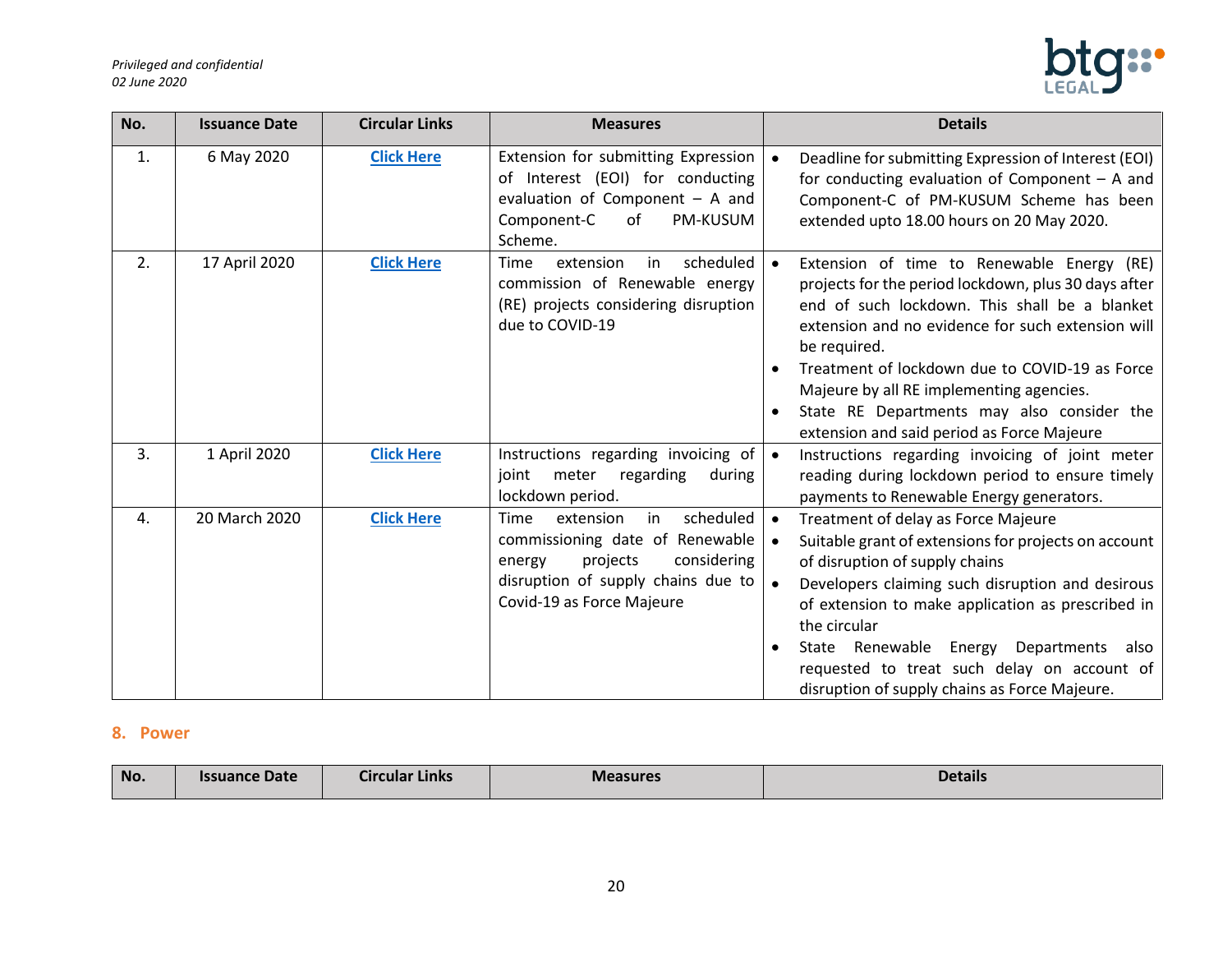| No. | Issuance Date | Circular Links | Measures | Details |
|---|---|---|---|---|
| 1. | 6 May 2020 | Click Here | Extension for submitting Expression of Interest (EOI) for conducting evaluation of Component – A and Component-C of PM-KUSUM Scheme. | • Deadline for submitting Expression of Interest (EOI) for conducting evaluation of Component – A and Component-C of PM-KUSUM Scheme has been extended upto 18.00 hours on 20 May 2020. |
| 2. | 17 April 2020 | Click Here | Time extension in scheduled commission of Renewable energy (RE) projects considering disruption due to COVID-19 | • Extension of time to Renewable Energy (RE) projects for the period lockdown, plus 30 days after end of such lockdown. This shall be a blanket extension and no evidence for such extension will be required.<br>• Treatment of lockdown due to COVID-19 as Force Majeure by all RE implementing agencies.<br>• State RE Departments may also consider the extension and said period as Force Majeure |
| 3. | 1 April 2020 | Click Here | Instructions regarding invoicing of joint meter regarding during lockdown period. | • Instructions regarding invoicing of joint meter reading during lockdown period to ensure timely payments to Renewable Energy generators. |
| 4. | 20 March 2020 | Click Here | Time extension in scheduled commissioning date of Renewable energy projects considering disruption of supply chains due to Covid-19 as Force Majeure | • Treatment of delay as Force Majeure<br>• Suitable grant of extensions for projects on account of disruption of supply chains<br>• Developers claiming such disruption and desirous of extension to make application as prescribed in the circular<br>• State Renewable Energy Departments also requested to treat such delay on account of disruption of supply chains as Force Majeure. |

## 8. Power

| No. | Issuance Date | Circular Links | Measures | Details |
|---|---|---|---|---|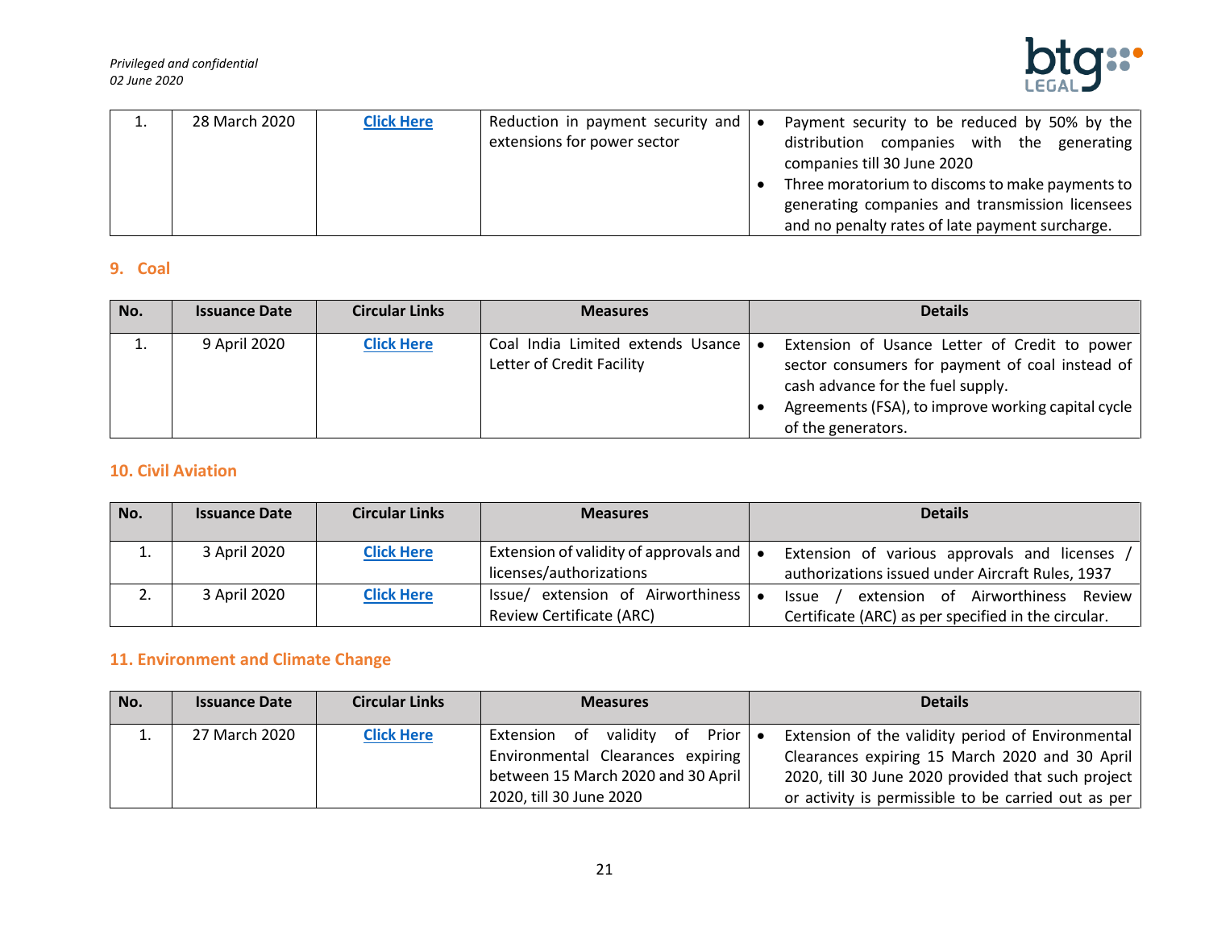| No. | Issuance Date | Circular Links | Measures | Details |
|---|---|---|---|---|
| 1. | 28 March 2020 | **Click Here** | Reduction in payment security and extensions for power sector | • Payment security to be reduced by 50% by the distribution companies with the generating companies till 30 June 2020<br>• Three moratorium to discoms to make payments to generating companies and transmission licensees and no penalty rates of late payment surcharge. |

## 9. Coal

| No. | Issuance Date | Circular Links | Measures | Details |
|---|---|---|---|---|
| 1. | 9 April 2020 | **Click Here** | Coal India Limited extends Usance Letter of Credit Facility | • Extension of Usance Letter of Credit to power sector consumers for payment of coal instead of cash advance for the fuel supply.<br>• Agreements (FSA), to improve working capital cycle of the generators. |

## 10. Civil Aviation

| No. | Issuance Date | Circular Links | Measures | Details |
|---|---|---|---|---|
| 1. | 3 April 2020 | **Click Here** | Extension of validity of approvals and licenses/authorizations | • Extension of various approvals and licenses / authorizations issued under Aircraft Rules, 1937 |
| 2. | 3 April 2020 | **Click Here** | Issue/ extension of Airworthiness Review Certificate (ARC) | • Issue / extension of Airworthiness Review Certificate (ARC) as per specified in the circular. |

## 11. Environment and Climate Change

| No. | Issuance Date | Circular Links | Measures | Details |
|---|---|---|---|---|
| 1. | 27 March 2020 | **Click Here** | Extension of validity of Prior Environmental Clearances expiring between 15 March 2020 and 30 April 2020, till 30 June 2020 | • Extension of the validity period of Environmental Clearances expiring 15 March 2020 and 30 April 2020, till 30 June 2020 provided that such project or activity is permissible to be carried out as per |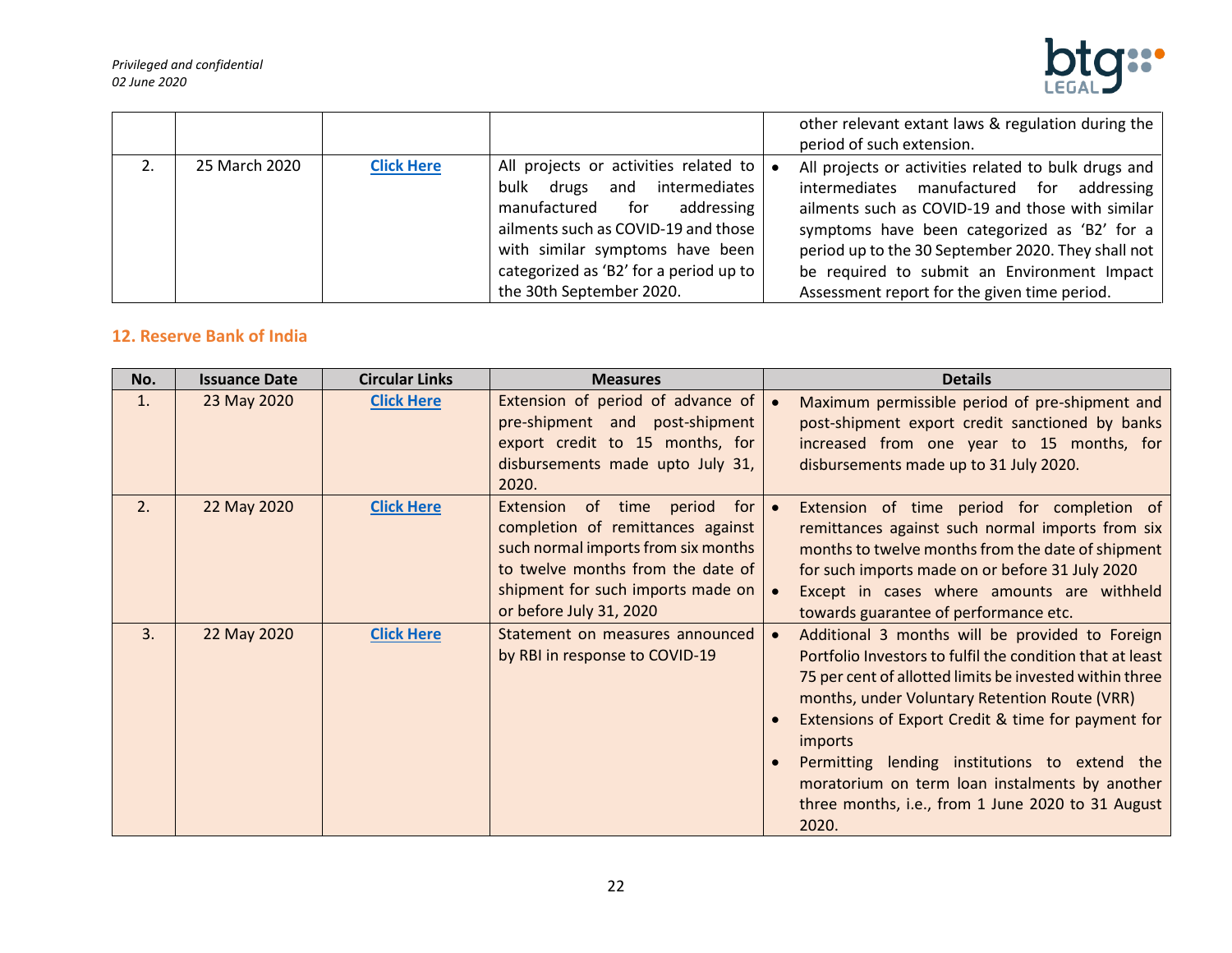| | | | | |
|---|---|---|---|---|
| | | | | other relevant extant laws & regulation during the period of such extension. |
| 2. | 25 March 2020 | **Click Here** | All projects or activities related to bulk drugs and intermediates manufactured for addressing ailments such as COVID-19 and those with similar symptoms have been categorized as 'B2' for a period up to the 30th September 2020. | • All projects or activities related to bulk drugs and intermediates manufactured for addressing ailments such as COVID-19 and those with similar symptoms have been categorized as 'B2' for a period up to the 30 September 2020. They shall not be required to submit an Environment Impact Assessment report for the given time period. |

## 12. Reserve Bank of India

| No. | Issuance Date | Circular Links | Measures | Details |
|---|---|---|---|---|
| 1. | 23 May 2020 | **Click Here** | Extension of period of advance of pre-shipment and post-shipment export credit to 15 months, for disbursements made upto July 31, 2020. | • Maximum permissible period of pre-shipment and post-shipment export credit sanctioned by banks increased from one year to 15 months, for disbursements made up to 31 July 2020. |
| 2. | 22 May 2020 | **Click Here** | Extension of time period for completion of remittances against such normal imports from six months to twelve months from the date of shipment for such imports made on or before July 31, 2020 | • Extension of time period for completion of remittances against such normal imports from six months to twelve months from the date of shipment for such imports made on or before 31 July 2020<br>• Except in cases where amounts are withheld towards guarantee of performance etc. |
| 3. | 22 May 2020 | **Click Here** | Statement on measures announced by RBI in response to COVID-19 | • Additional 3 months will be provided to Foreign Portfolio Investors to fulfil the condition that at least 75 per cent of allotted limits be invested within three months, under Voluntary Retention Route (VRR)<br>• Extensions of Export Credit & time for payment for imports<br>• Permitting lending institutions to extend the moratorium on term loan instalments by another three months, i.e., from 1 June 2020 to 31 August 2020. |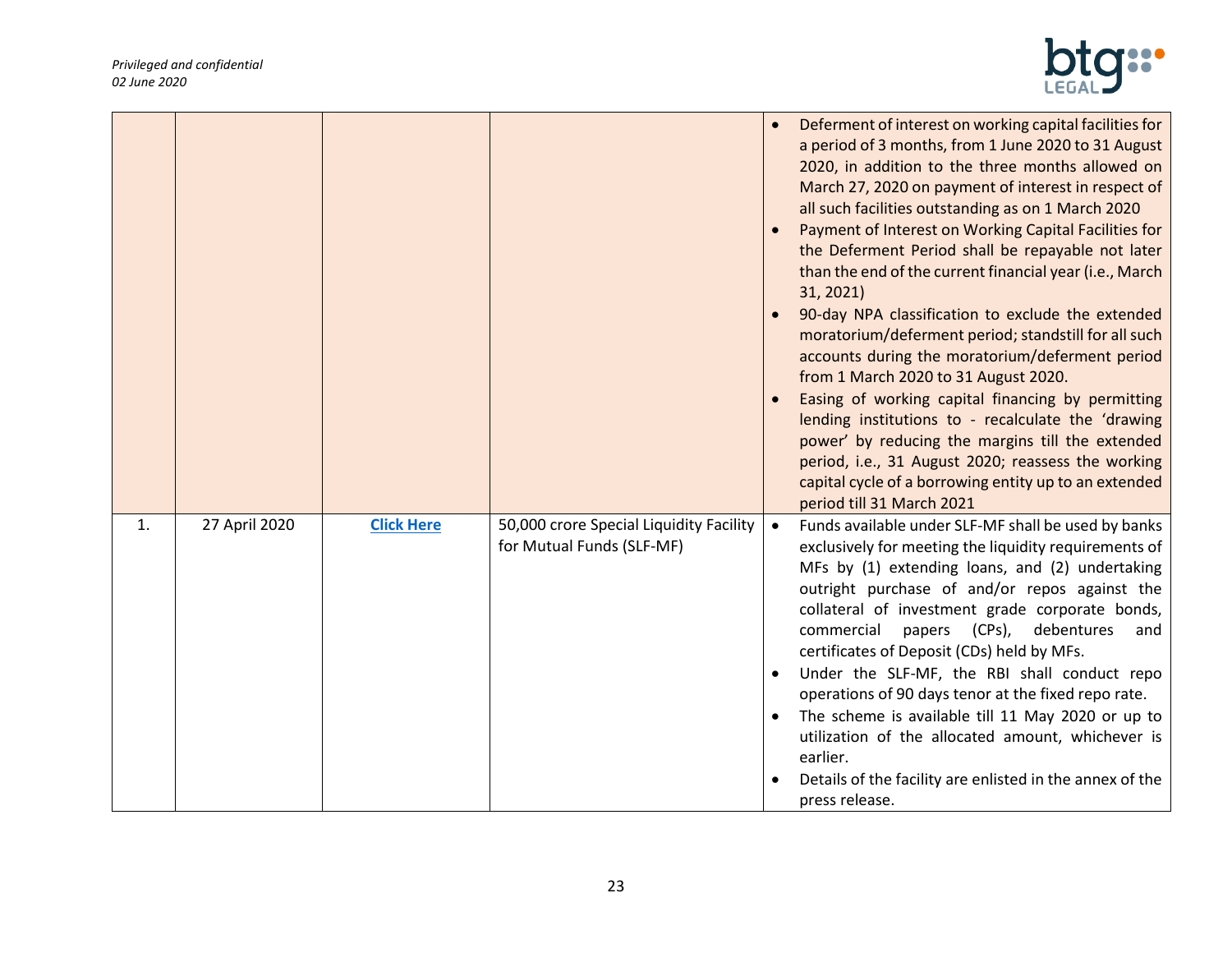| | | | | |
|---|---|---|---|---|
| | | | | • Deferment of interest on working capital facilities for a period of 3 months, from 1 June 2020 to 31 August 2020, in addition to the three months allowed on March 27, 2020 on payment of interest in respect of all such facilities outstanding as on 1 March 2020<br>• Payment of Interest on Working Capital Facilities for the Deferment Period shall be repayable not later than the end of the current financial year (i.e., March 31, 2021)<br>• 90-day NPA classification to exclude the extended moratorium/deferment period; standstill for all such accounts during the moratorium/deferment period from 1 March 2020 to 31 August 2020.<br>• Easing of working capital financing by permitting lending institutions to - recalculate the 'drawing power' by reducing the margins till the extended period, i.e., 31 August 2020; reassess the working capital cycle of a borrowing entity up to an extended period till 31 March 2021 |
| 1. | 27 April 2020 | **Click Here** | 50,000 crore Special Liquidity Facility for Mutual Funds (SLF-MF) | • Funds available under SLF-MF shall be used by banks exclusively for meeting the liquidity requirements of MFs by (1) extending loans, and (2) undertaking outright purchase of and/or repos against the collateral of investment grade corporate bonds, commercial papers (CPs), debentures and certificates of Deposit (CDs) held by MFs.<br>• Under the SLF-MF, the RBI shall conduct repo operations of 90 days tenor at the fixed repo rate.<br>• The scheme is available till 11 May 2020 or up to utilization of the allocated amount, whichever is earlier.<br>• Details of the facility are enlisted in the annex of the press release. |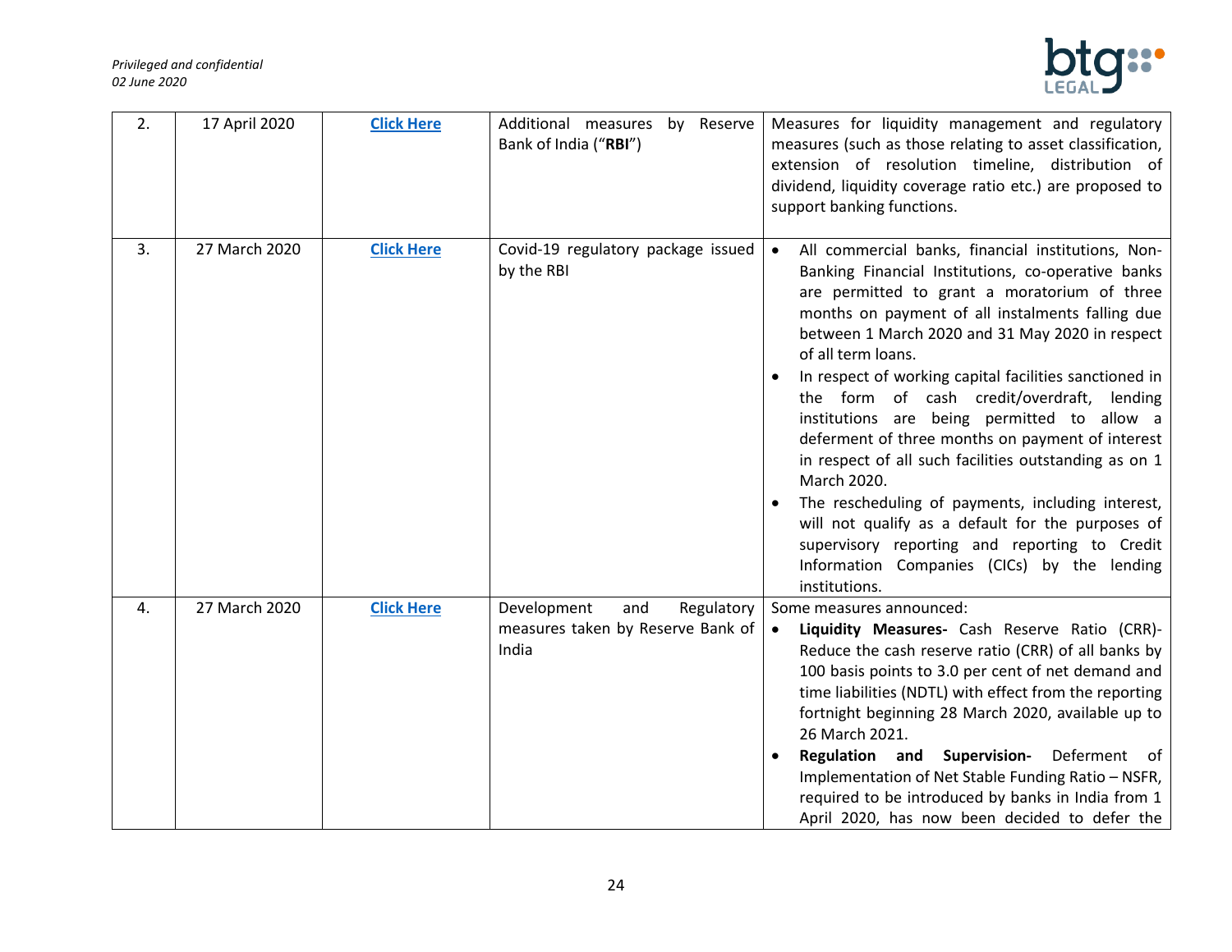| | | | | |
|---|---|---|---|---|
| 2. | 17 April 2020 | **Click Here** | Additional measures by Reserve Bank of India ("**RBI**") | Measures for liquidity management and regulatory measures (such as those relating to asset classification, extension of resolution timeline, distribution of dividend, liquidity coverage ratio etc.) are proposed to support banking functions. |
| 3. | 27 March 2020 | **Click Here** | Covid-19 regulatory package issued by the RBI | • All commercial banks, financial institutions, Non-Banking Financial Institutions, co-operative banks are permitted to grant a moratorium of three months on payment of all instalments falling due between 1 March 2020 and 31 May 2020 in respect of all term loans.<br>• In respect of working capital facilities sanctioned in the form of cash credit/overdraft, lending institutions are being permitted to allow a deferment of three months on payment of interest in respect of all such facilities outstanding as on 1 March 2020.<br>• The rescheduling of payments, including interest, will not qualify as a default for the purposes of supervisory reporting and reporting to Credit Information Companies (CICs) by the lending institutions. |
| 4. | 27 March 2020 | **Click Here** | Development and Regulatory measures taken by Reserve Bank of India | Some measures announced:<br>• **Liquidity Measures-** Cash Reserve Ratio (CRR)- Reduce the cash reserve ratio (CRR) of all banks by 100 basis points to 3.0 per cent of net demand and time liabilities (NDTL) with effect from the reporting fortnight beginning 28 March 2020, available up to 26 March 2021.<br>• **Regulation and Supervision-** Deferment of Implementation of Net Stable Funding Ratio – NSFR, required to be introduced by banks in India from 1 April 2020, has now been decided to defer the |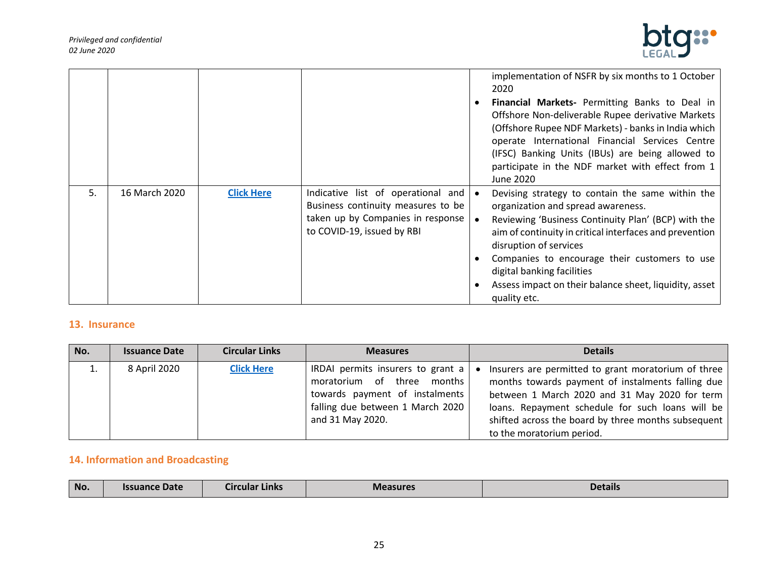| | | | | |
|---|---|---|---|---|
| | | | | implementation of NSFR by six months to 1 October 2020<br>• **Financial Markets-** Permitting Banks to Deal in Offshore Non-deliverable Rupee derivative Markets (Offshore Rupee NDF Markets) - banks in India which operate International Financial Services Centre (IFSC) Banking Units (IBUs) are being allowed to participate in the NDF market with effect from 1 June 2020 |
| 5. | 16 March 2020 | Click Here | Indicative list of operational and Business continuity measures to be taken up by Companies in response to COVID-19, issued by RBI | • Devising strategy to contain the same within the organization and spread awareness.<br>• Reviewing 'Business Continuity Plan' (BCP) with the aim of continuity in critical interfaces and prevention disruption of services<br>• Companies to encourage their customers to use digital banking facilities<br>• Assess impact on their balance sheet, liquidity, asset quality etc. |

## 13. Insurance

| No. | Issuance Date | Circular Links | Measures | Details |
|---|---|---|---|---|
| 1. | 8 April 2020 | Click Here | IRDAI permits insurers to grant a moratorium of three months towards payment of instalments falling due between 1 March 2020 and 31 May 2020. | • Insurers are permitted to grant moratorium of three months towards payment of instalments falling due between 1 March 2020 and 31 May 2020 for term loans. Repayment schedule for such loans will be shifted across the board by three months subsequent to the moratorium period. |

## 14. Information and Broadcasting

| No. | Issuance Date | Circular Links | Measures | Details |
|---|---|---|---|---|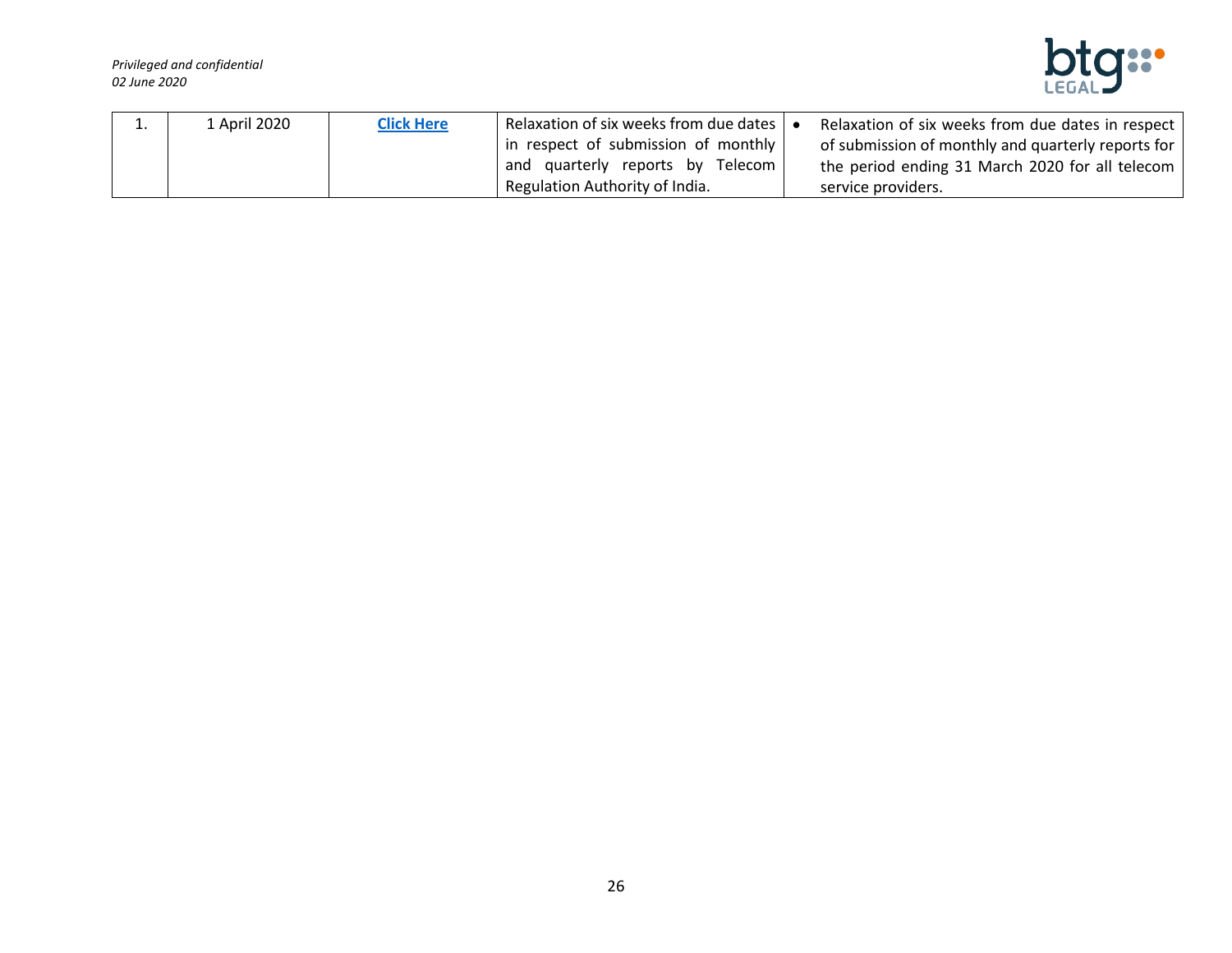| 1. | 1 April 2020 | **Click Here** | Relaxation of six weeks from due dates in respect of submission of monthly and quarterly reports by Telecom Regulation Authority of India. | • Relaxation of six weeks from due dates in respect of submission of monthly and quarterly reports for the period ending 31 March 2020 for all telecom service providers. |
|---|---|---|---|---|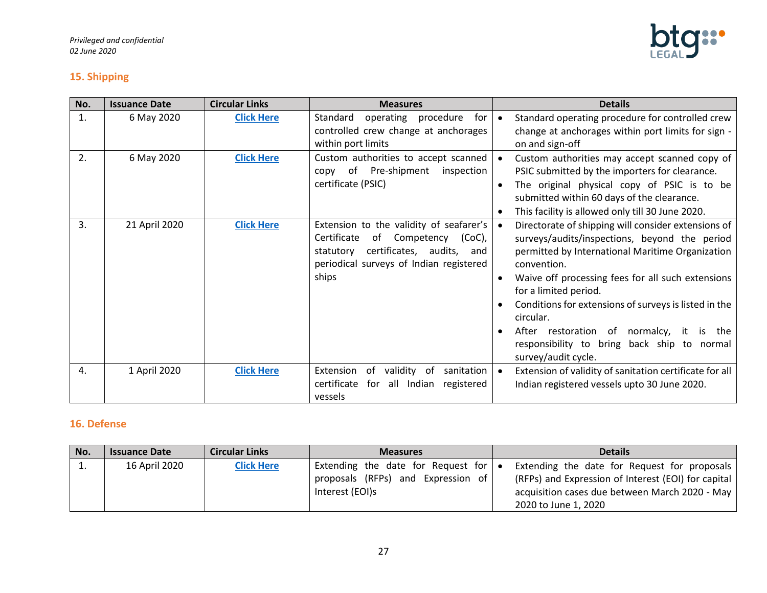## 15. Shipping

| No. | Issuance Date | Circular Links | Measures | Details |
|---|---|---|---|---|
| 1. | 6 May 2020 | Click Here | Standard operating procedure for controlled crew change at anchorages within port limits | • Standard operating procedure for controlled crew change at anchorages within port limits for sign - on and sign-off |
| 2. | 6 May 2020 | Click Here | Custom authorities to accept scanned copy of Pre-shipment inspection certificate (PSIC) | • Custom authorities may accept scanned copy of PSIC submitted by the importers for clearance.<br>• The original physical copy of PSIC is to be submitted within 60 days of the clearance.<br>• This facility is allowed only till 30 June 2020. |
| 3. | 21 April 2020 | Click Here | Extension to the validity of seafarer's Certificate of Competency (CoC), statutory certificates, audits, and periodical surveys of Indian registered ships | • Directorate of shipping will consider extensions of surveys/audits/inspections, beyond the period permitted by International Maritime Organization convention.<br>• Waive off processing fees for all such extensions for a limited period.<br>• Conditions for extensions of surveys is listed in the circular.<br>• After restoration of normalcy, it is the responsibility to bring back ship to normal survey/audit cycle. |
| 4. | 1 April 2020 | Click Here | Extension of validity of sanitation certificate for all Indian registered vessels | • Extension of validity of sanitation certificate for all Indian registered vessels upto 30 June 2020. |

## 16. Defense

| No. | Issuance Date | Circular Links | Measures | Details |
|---|---|---|---|---|
| 1. | 16 April 2020 | Click Here | Extending the date for Request for proposals (RFPs) and Expression of Interest (EOI)s | • Extending the date for Request for proposals (RFPs) and Expression of Interest (EOI) for capital acquisition cases due between March 2020 - May 2020 to June 1, 2020 |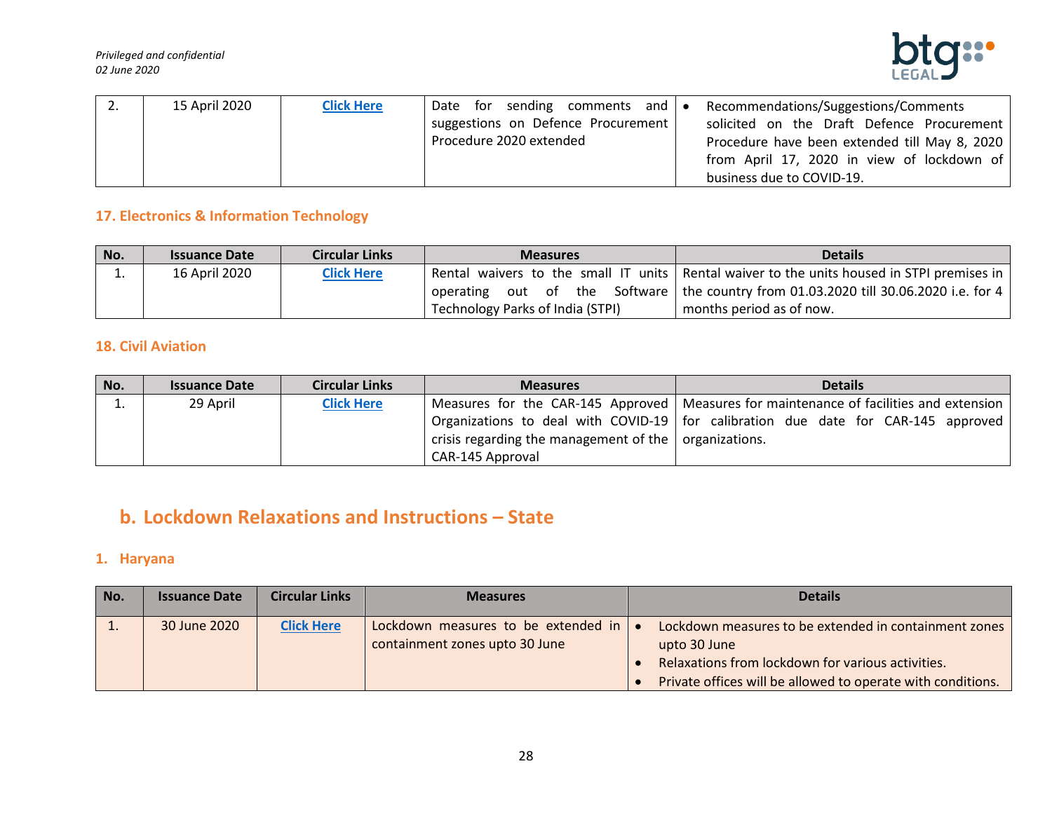| No. | Issuance Date | Circular Links | Measures | Details |
|---|---|---|---|---|
| 2. | 15 April 2020 | **Click Here** | Date for sending comments and suggestions on Defence Procurement Procedure 2020 extended | • Recommendations/Suggestions/Comments solicited on the Draft Defence Procurement Procedure have been extended till May 8, 2020 from April 17, 2020 in view of lockdown of business due to COVID-19. |

### 17. Electronics & Information Technology

| No. | Issuance Date | Circular Links | Measures | Details |
|---|---|---|---|---|
| 1. | 16 April 2020 | **Click Here** | Rental waivers to the small IT units operating out of the Software Technology Parks of India (STPI) | Rental waiver to the units housed in STPI premises in the country from 01.03.2020 till 30.06.2020 i.e. for 4 months period as of now. |

### 18. Civil Aviation

| No. | Issuance Date | Circular Links | Measures | Details |
|---|---|---|---|---|
| 1. | 29 April | **Click Here** | Measures for the CAR-145 Approved Organizations to deal with COVID-19 crisis regarding the management of the CAR-145 Approval | Measures for maintenance of facilities and extension for calibration due date for CAR-145 approved organizations. |

## b. Lockdown Relaxations and Instructions – State

### 1. Haryana

| No. | Issuance Date | Circular Links | Measures | Details |
|---|---|---|---|---|
| 1. | 30 June 2020 | **Click Here** | Lockdown measures to be extended in containment zones upto 30 June | • Lockdown measures to be extended in containment zones upto 30 June<br>• Relaxations from lockdown for various activities.<br>• Private offices will be allowed to operate with conditions. |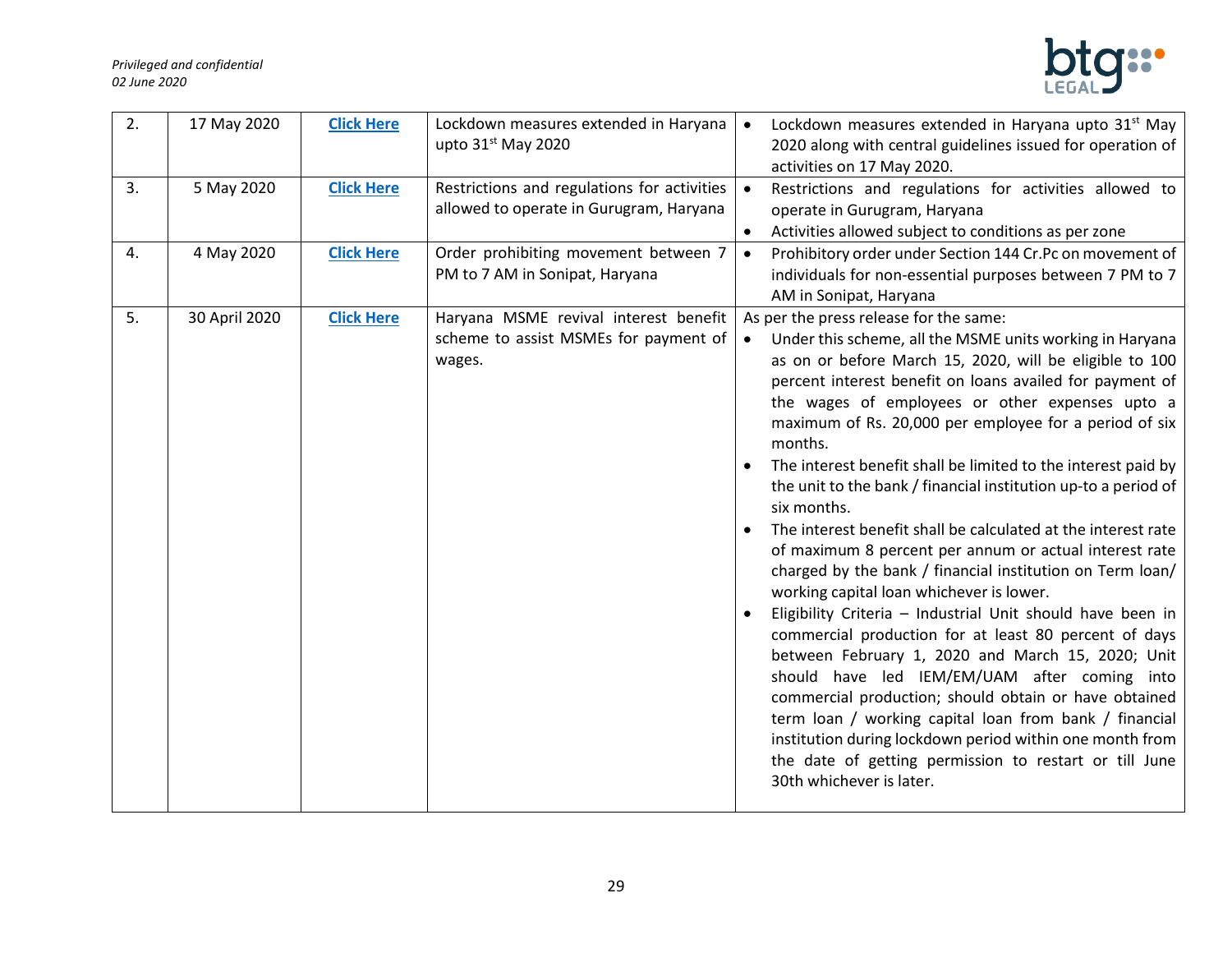| 2. | 17 May 2020 | **Click Here** | Lockdown measures extended in Haryana upto 31st May 2020 | • Lockdown measures extended in Haryana upto 31st May 2020 along with central guidelines issued for operation of activities on 17 May 2020. |
|---|---|---|---|---|
| 3. | 5 May 2020 | **Click Here** | Restrictions and regulations for activities allowed to operate in Gurugram, Haryana | • Restrictions and regulations for activities allowed to operate in Gurugram, Haryana<br>• Activities allowed subject to conditions as per zone |
| 4. | 4 May 2020 | **Click Here** | Order prohibiting movement between 7 PM to 7 AM in Sonipat, Haryana | • Prohibitory order under Section 144 Cr.Pc on movement of individuals for non-essential purposes between 7 PM to 7 AM in Sonipat, Haryana |
| 5. | 30 April 2020 | **Click Here** | Haryana MSME revival interest benefit scheme to assist MSMEs for payment of wages. | As per the press release for the same:<br>• Under this scheme, all the MSME units working in Haryana as on or before March 15, 2020, will be eligible to 100 percent interest benefit on loans availed for payment of the wages of employees or other expenses upto a maximum of Rs. 20,000 per employee for a period of six months.<br>• The interest benefit shall be limited to the interest paid by the unit to the bank / financial institution up-to a period of six months.<br>• The interest benefit shall be calculated at the interest rate of maximum 8 percent per annum or actual interest rate charged by the bank / financial institution on Term loan/ working capital loan whichever is lower.<br>• Eligibility Criteria – Industrial Unit should have been in commercial production for at least 80 percent of days between February 1, 2020 and March 15, 2020; Unit should have led IEM/EM/UAM after coming into commercial production; should obtain or have obtained term loan / working capital loan from bank / financial institution during lockdown period within one month from the date of getting permission to restart or till June 30th whichever is later. |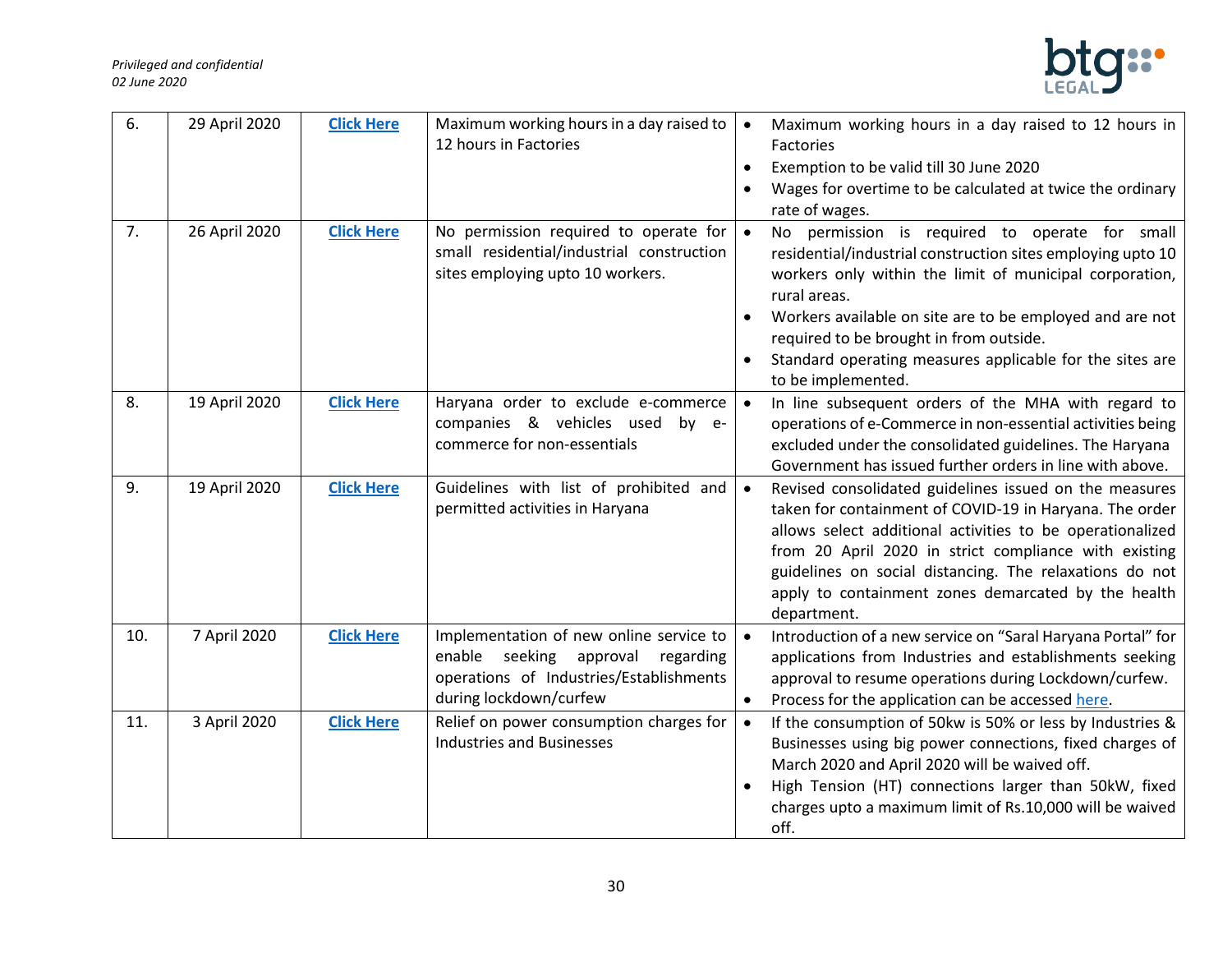| 6. | 29 April 2020 | **Click Here** | Maximum working hours in a day raised to 12 hours in Factories | • Maximum working hours in a day raised to 12 hours in Factories<br>• Exemption to be valid till 30 June 2020<br>• Wages for overtime to be calculated at twice the ordinary rate of wages. |
|---|---|---|---|---|
| 7. | 26 April 2020 | **Click Here** | No permission required to operate for small residential/industrial construction sites employing upto 10 workers. | • No permission is required to operate for small residential/industrial construction sites employing upto 10 workers only within the limit of municipal corporation, rural areas.<br>• Workers available on site are to be employed and are not required to be brought in from outside.<br>• Standard operating measures applicable for the sites are to be implemented. |
| 8. | 19 April 2020 | **Click Here** | Haryana order to exclude e-commerce companies & vehicles used by e-commerce for non-essentials | • In line subsequent orders of the MHA with regard to operations of e-Commerce in non-essential activities being excluded under the consolidated guidelines. The Haryana Government has issued further orders in line with above. |
| 9. | 19 April 2020 | **Click Here** | Guidelines with list of prohibited and permitted activities in Haryana | • Revised consolidated guidelines issued on the measures taken for containment of COVID-19 in Haryana. The order allows select additional activities to be operationalized from 20 April 2020 in strict compliance with existing guidelines on social distancing. The relaxations do not apply to containment zones demarcated by the health department. |
| 10. | 7 April 2020 | **Click Here** | Implementation of new online service to enable seeking approval regarding operations of Industries/Establishments during lockdown/curfew | • Introduction of a new service on "Saral Haryana Portal" for applications from Industries and establishments seeking approval to resume operations during Lockdown/curfew.<br>• Process for the application can be accessed here. |
| 11. | 3 April 2020 | **Click Here** | Relief on power consumption charges for Industries and Businesses | • If the consumption of 50kw is 50% or less by Industries & Businesses using big power connections, fixed charges of March 2020 and April 2020 will be waived off.<br>• High Tension (HT) connections larger than 50kW, fixed charges upto a maximum limit of Rs.10,000 will be waived off. |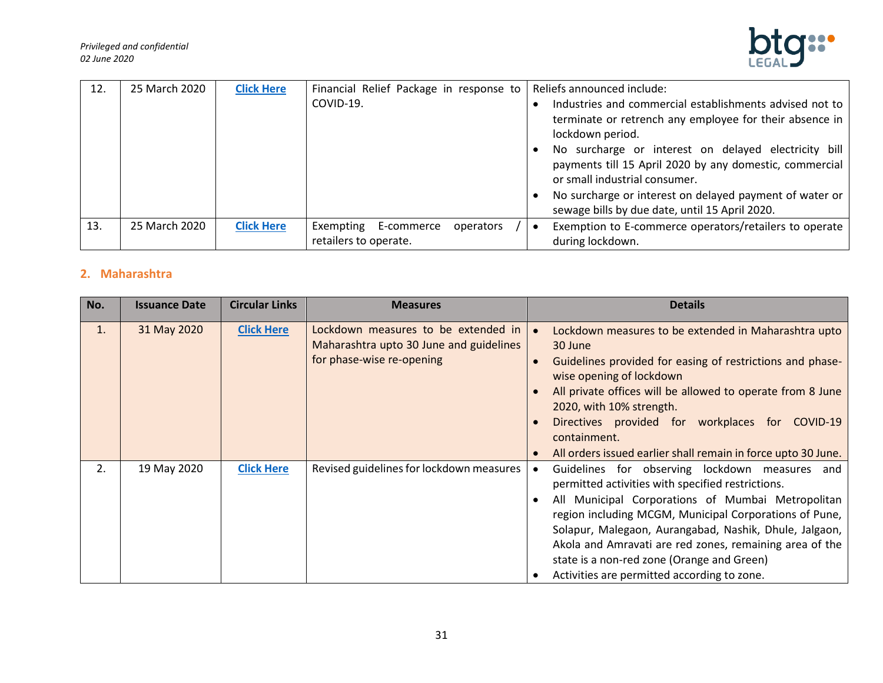| 12. | 25 March 2020 | **Click Here** | Financial Relief Package in response to COVID-19. | Reliefs announced include: <br>• Industries and commercial establishments advised not to terminate or retrench any employee for their absence in lockdown period. <br>• No surcharge or interest on delayed electricity bill payments till 15 April 2020 by any domestic, commercial or small industrial consumer. <br>• No surcharge or interest on delayed payment of water or sewage bills by due date, until 15 April 2020. |
|---|---|---|---|---|
| 13. | 25 March 2020 | **Click Here** | Exempting E-commerce operators / retailers to operate. | • Exemption to E-commerce operators/retailers to operate during lockdown. |

## 2. Maharashtra

| No. | Issuance Date | Circular Links | Measures | Details |
|---|---|---|---|---|
| 1. | 31 May 2020 | **Click Here** | Lockdown measures to be extended in Maharashtra upto 30 June and guidelines for phase-wise re-opening | • Lockdown measures to be extended in Maharashtra upto 30 June <br>• Guidelines provided for easing of restrictions and phase-wise opening of lockdown <br>• All private offices will be allowed to operate from 8 June 2020, with 10% strength. <br>• Directives provided for workplaces for COVID-19 containment. <br>• All orders issued earlier shall remain in force upto 30 June. |
| 2. | 19 May 2020 | **Click Here** | Revised guidelines for lockdown measures | • Guidelines for observing lockdown measures and permitted activities with specified restrictions. <br>• All Municipal Corporations of Mumbai Metropolitan region including MCGM, Municipal Corporations of Pune, Solapur, Malegaon, Aurangabad, Nashik, Dhule, Jalgaon, Akola and Amravati are red zones, remaining area of the state is a non-red zone (Orange and Green) <br>• Activities are permitted according to zone. |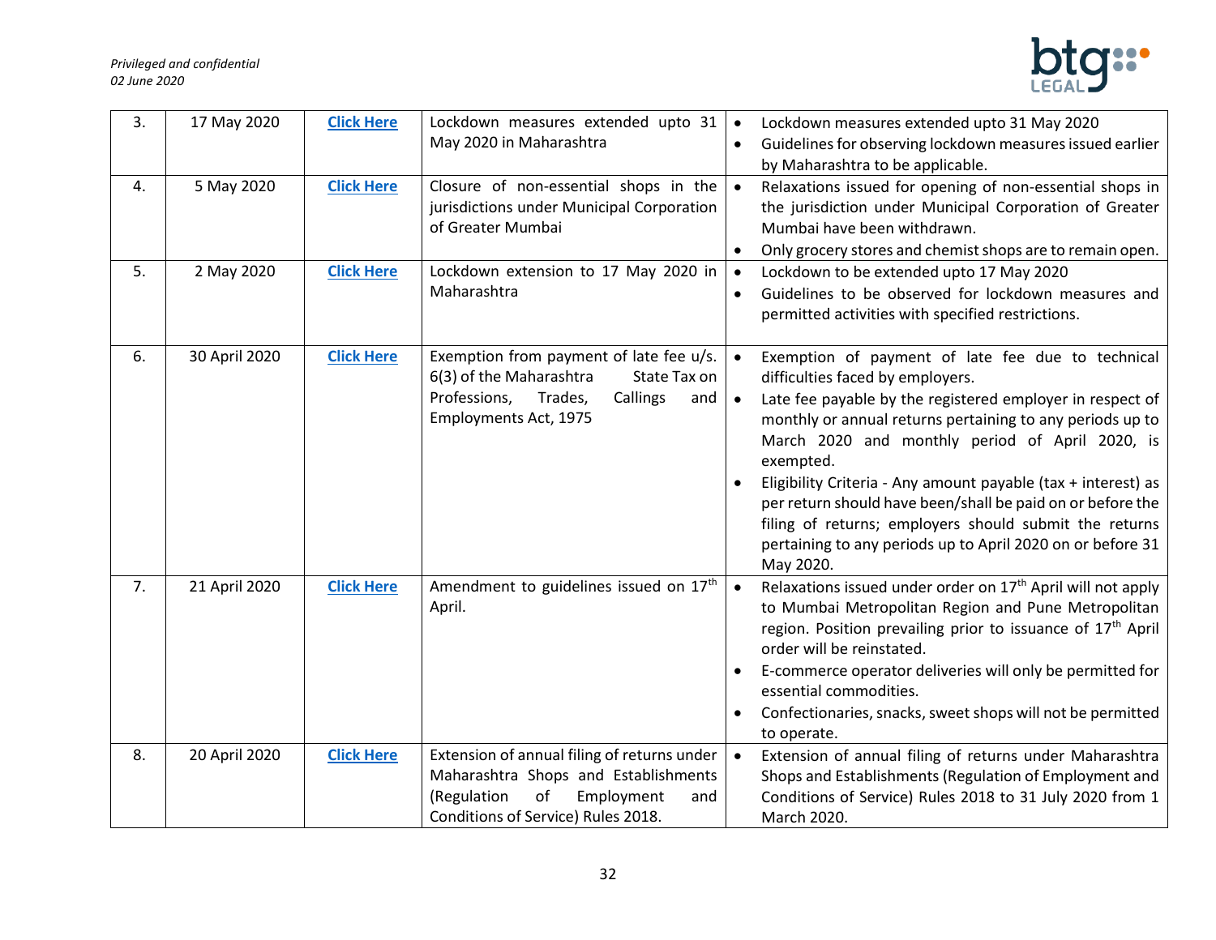| 3. | 17 May 2020 | **Click Here** | Lockdown measures extended upto 31 May 2020 in Maharashtra | • Lockdown measures extended upto 31 May 2020<br>• Guidelines for observing lockdown measures issued earlier by Maharashtra to be applicable. |
|---|---|---|---|---|
| 4. | 5 May 2020 | **Click Here** | Closure of non-essential shops in the jurisdictions under Municipal Corporation of Greater Mumbai | • Relaxations issued for opening of non-essential shops in the jurisdiction under Municipal Corporation of Greater Mumbai have been withdrawn.<br>• Only grocery stores and chemist shops are to remain open. |
| 5. | 2 May 2020 | **Click Here** | Lockdown extension to 17 May 2020 in Maharashtra | • Lockdown to be extended upto 17 May 2020<br>• Guidelines to be observed for lockdown measures and permitted activities with specified restrictions. |
| 6. | 30 April 2020 | **Click Here** | Exemption from payment of late fee u/s. 6(3) of the Maharashtra State Tax on Professions, Trades, Callings and Employments Act, 1975 | • Exemption of payment of late fee due to technical difficulties faced by employers.<br>• Late fee payable by the registered employer in respect of monthly or annual returns pertaining to any periods up to March 2020 and monthly period of April 2020, is exempted.<br>• Eligibility Criteria - Any amount payable (tax + interest) as per return should have been/shall be paid on or before the filing of returns; employers should submit the returns pertaining to any periods up to April 2020 on or before 31 May 2020. |
| 7. | 21 April 2020 | **Click Here** | Amendment to guidelines issued on 17th April. | • Relaxations issued under order on 17th April will not apply to Mumbai Metropolitan Region and Pune Metropolitan region. Position prevailing prior to issuance of 17th April order will be reinstated.<br>• E-commerce operator deliveries will only be permitted for essential commodities.<br>• Confectionaries, snacks, sweet shops will not be permitted to operate. |
| 8. | 20 April 2020 | **Click Here** | Extension of annual filing of returns under Maharashtra Shops and Establishments (Regulation of Employment and Conditions of Service) Rules 2018. | • Extension of annual filing of returns under Maharashtra Shops and Establishments (Regulation of Employment and Conditions of Service) Rules 2018 to 31 July 2020 from 1 March 2020. |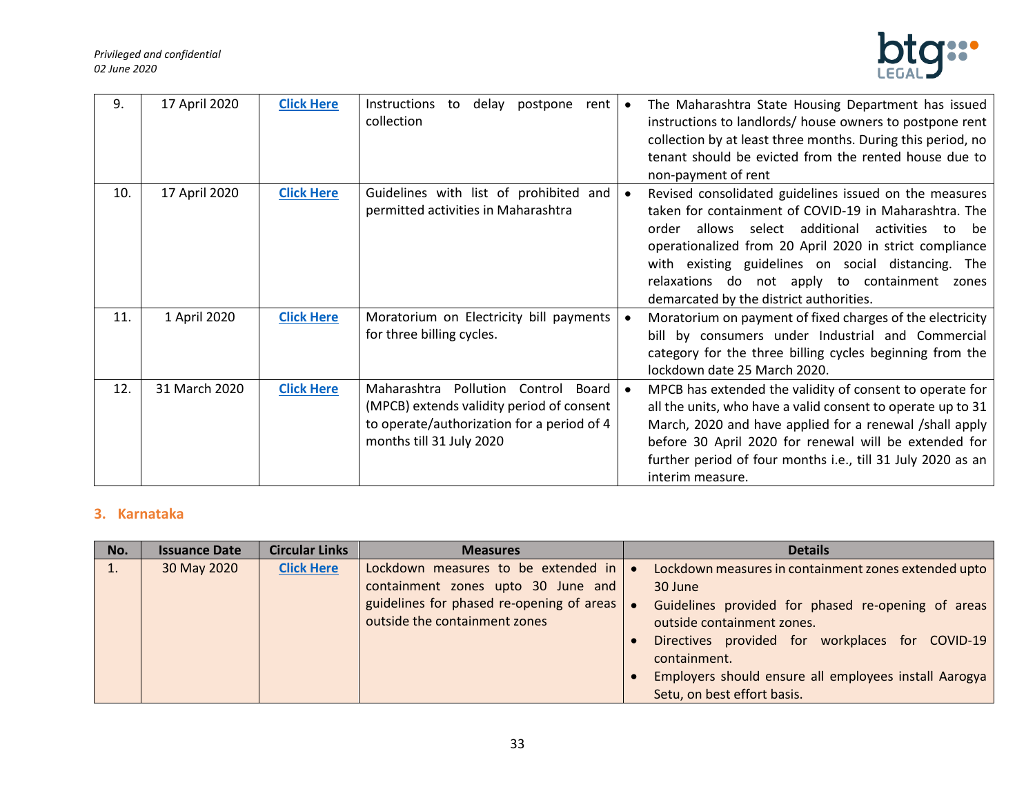| 9. | 17 April 2020 | **Click Here** | Instructions to delay postpone rent collection | • The Maharashtra State Housing Department has issued instructions to landlords/ house owners to postpone rent collection by at least three months. During this period, no tenant should be evicted from the rented house due to non-payment of rent |
|---|---|---|---|---|
| 10. | 17 April 2020 | **Click Here** | Guidelines with list of prohibited and permitted activities in Maharashtra | • Revised consolidated guidelines issued on the measures taken for containment of COVID-19 in Maharashtra. The order allows select additional activities to be operationalized from 20 April 2020 in strict compliance with existing guidelines on social distancing. The relaxations do not apply to containment zones demarcated by the district authorities. |
| 11. | 1 April 2020 | **Click Here** | Moratorium on Electricity bill payments for three billing cycles. | • Moratorium on payment of fixed charges of the electricity bill by consumers under Industrial and Commercial category for the three billing cycles beginning from the lockdown date 25 March 2020. |
| 12. | 31 March 2020 | **Click Here** | Maharashtra Pollution Control Board (MPCB) extends validity period of consent to operate/authorization for a period of 4 months till 31 July 2020 | • MPCB has extended the validity of consent to operate for all the units, who have a valid consent to operate up to 31 March, 2020 and have applied for a renewal /shall apply before 30 April 2020 for renewal will be extended for further period of four months i.e., till 31 July 2020 as an interim measure. |

## 3. Karnataka

| No. | Issuance Date | Circular Links | Measures | Details |
|---|---|---|---|---|
| 1. | 30 May 2020 | **Click Here** | Lockdown measures to be extended in containment zones upto 30 June and guidelines for phased re-opening of areas outside the containment zones | • Lockdown measures in containment zones extended upto 30 June<br>• Guidelines provided for phased re-opening of areas outside containment zones.<br>• Directives provided for workplaces for COVID-19 containment.<br>• Employers should ensure all employees install Aarogya Setu, on best effort basis. |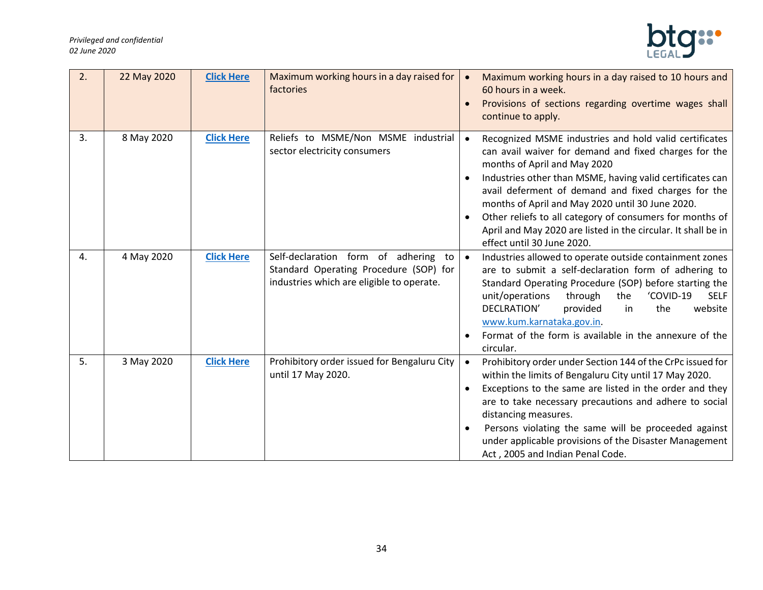| 2. | 22 May 2020 | **Click Here** | Maximum working hours in a day raised for factories | • Maximum working hours in a day raised to 10 hours and 60 hours in a week.<br>• Provisions of sections regarding overtime wages shall continue to apply. |
|---|---|---|---|---|
| 3. | 8 May 2020 | **Click Here** | Reliefs to MSME/Non MSME industrial sector electricity consumers | • Recognized MSME industries and hold valid certificates can avail waiver for demand and fixed charges for the months of April and May 2020<br>• Industries other than MSME, having valid certificates can avail deferment of demand and fixed charges for the months of April and May 2020 until 30 June 2020.<br>• Other reliefs to all category of consumers for months of April and May 2020 are listed in the circular. It shall be in effect until 30 June 2020. |
| 4. | 4 May 2020 | **Click Here** | Self-declaration form of adhering to Standard Operating Procedure (SOP) for industries which are eligible to operate. | • Industries allowed to operate outside containment zones are to submit a self-declaration form of adhering to Standard Operating Procedure (SOP) before starting the unit/operations through the 'COVID-19 SELF DECLRATION' provided in the website www.kum.karnataka.gov.in.<br>• Format of the form is available in the annexure of the circular. |
| 5. | 3 May 2020 | **Click Here** | Prohibitory order issued for Bengaluru City until 17 May 2020. | • Prohibitory order under Section 144 of the CrPc issued for within the limits of Bengaluru City until 17 May 2020.<br>• Exceptions to the same are listed in the order and they are to take necessary precautions and adhere to social distancing measures.<br>• Persons violating the same will be proceeded against under applicable provisions of the Disaster Management Act , 2005 and Indian Penal Code. |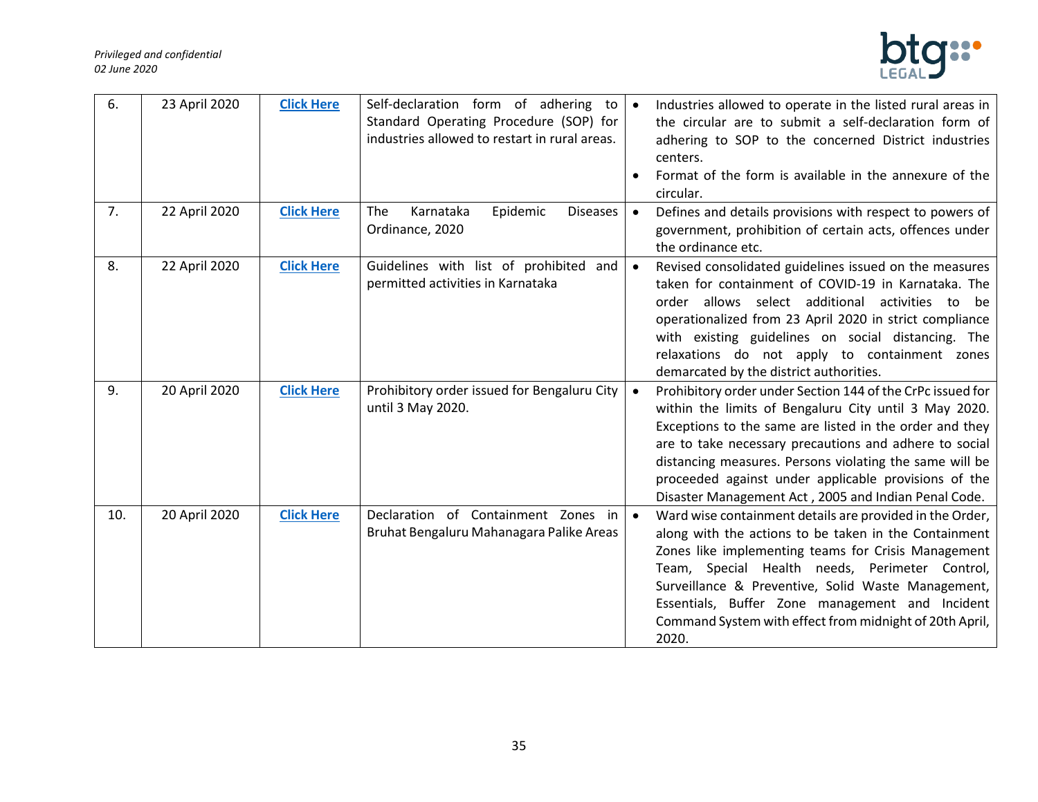| 6. | 23 April 2020 | **Click Here** | Self-declaration form of adhering to Standard Operating Procedure (SOP) for industries allowed to restart in rural areas. | • Industries allowed to operate in the listed rural areas in the circular are to submit a self-declaration form of adhering to SOP to the concerned District industries centers. <br> • Format of the form is available in the annexure of the circular. |
|---|---|---|---|---|
| 7. | 22 April 2020 | **Click Here** | The Karnataka Epidemic Diseases Ordinance, 2020 | • Defines and details provisions with respect to powers of government, prohibition of certain acts, offences under the ordinance etc. |
| 8. | 22 April 2020 | **Click Here** | Guidelines with list of prohibited and permitted activities in Karnataka | • Revised consolidated guidelines issued on the measures taken for containment of COVID-19 in Karnataka. The order allows select additional activities to be operationalized from 23 April 2020 in strict compliance with existing guidelines on social distancing. The relaxations do not apply to containment zones demarcated by the district authorities. |
| 9. | 20 April 2020 | **Click Here** | Prohibitory order issued for Bengaluru City until 3 May 2020. | • Prohibitory order under Section 144 of the CrPc issued for within the limits of Bengaluru City until 3 May 2020. Exceptions to the same are listed in the order and they are to take necessary precautions and adhere to social distancing measures. Persons violating the same will be proceeded against under applicable provisions of the Disaster Management Act , 2005 and Indian Penal Code. |
| 10. | 20 April 2020 | **Click Here** | Declaration of Containment Zones in Bruhat Bengaluru Mahanagara Palike Areas | • Ward wise containment details are provided in the Order, along with the actions to be taken in the Containment Zones like implementing teams for Crisis Management Team, Special Health needs, Perimeter Control, Surveillance & Preventive, Solid Waste Management, Essentials, Buffer Zone management and Incident Command System with effect from midnight of 20th April, 2020. |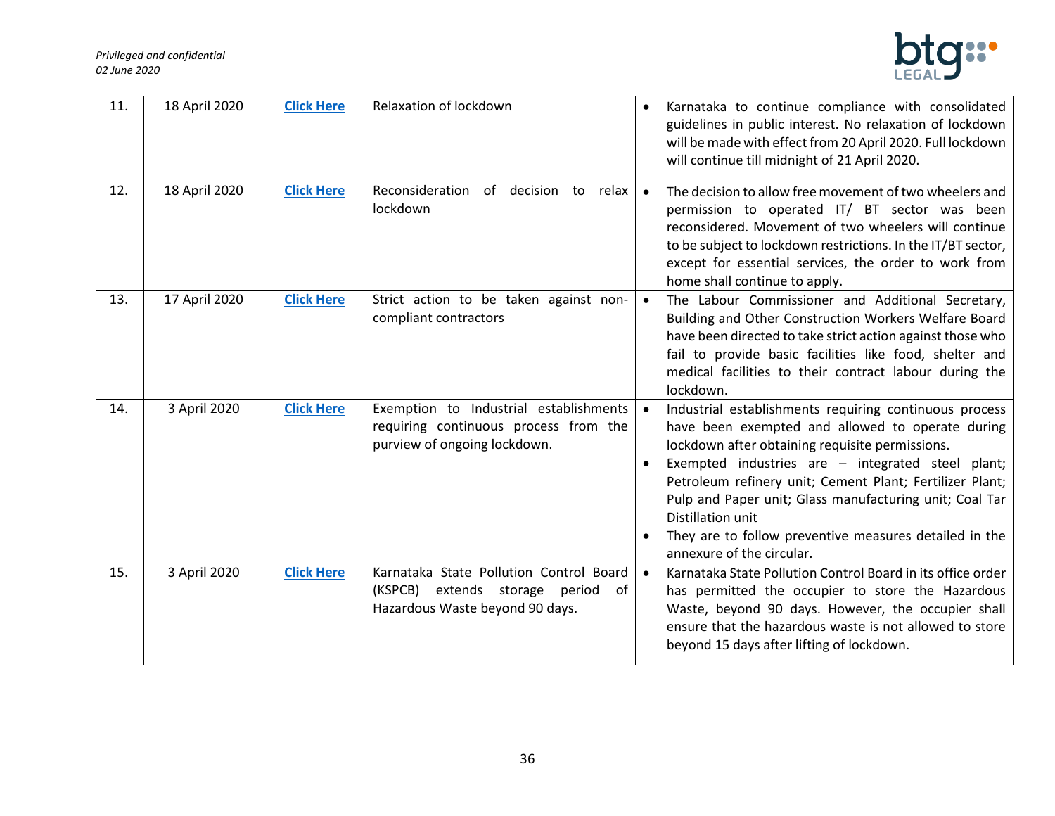| 11. | 18 April 2020 | **Click Here** | Relaxation of lockdown | • Karnataka to continue compliance with consolidated guidelines in public interest. No relaxation of lockdown will be made with effect from 20 April 2020. Full lockdown will continue till midnight of 21 April 2020. |
|---|---|---|---|---|
| 12. | 18 April 2020 | **Click Here** | Reconsideration of decision to relax lockdown | • The decision to allow free movement of two wheelers and permission to operated IT/ BT sector was been reconsidered. Movement of two wheelers will continue to be subject to lockdown restrictions. In the IT/BT sector, except for essential services, the order to work from home shall continue to apply. |
| 13. | 17 April 2020 | **Click Here** | Strict action to be taken against non-compliant contractors | • The Labour Commissioner and Additional Secretary, Building and Other Construction Workers Welfare Board have been directed to take strict action against those who fail to provide basic facilities like food, shelter and medical facilities to their contract labour during the lockdown. |
| 14. | 3 April 2020 | **Click Here** | Exemption to Industrial establishments requiring continuous process from the purview of ongoing lockdown. | • Industrial establishments requiring continuous process have been exempted and allowed to operate during lockdown after obtaining requisite permissions.<br>• Exempted industries are – integrated steel plant; Petroleum refinery unit; Cement Plant; Fertilizer Plant; Pulp and Paper unit; Glass manufacturing unit; Coal Tar Distillation unit<br>• They are to follow preventive measures detailed in the annexure of the circular. |
| 15. | 3 April 2020 | **Click Here** | Karnataka State Pollution Control Board (KSPCB) extends storage period of Hazardous Waste beyond 90 days. | • Karnataka State Pollution Control Board in its office order has permitted the occupier to store the Hazardous Waste, beyond 90 days. However, the occupier shall ensure that the hazardous waste is not allowed to store beyond 15 days after lifting of lockdown. |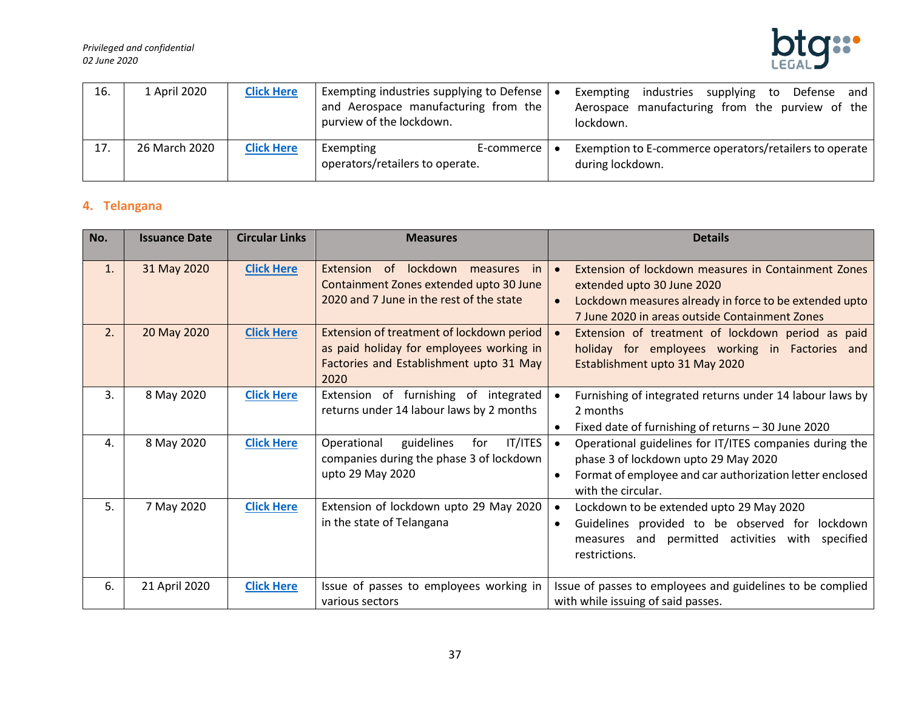| 16. | 1 April 2020 | **Click Here** | Exempting industries supplying to Defense and Aerospace manufacturing from the purview of the lockdown. | • Exempting industries supplying to Defense and Aerospace manufacturing from the purview of the lockdown. |
|---|---|---|---|---|
| 17. | 26 March 2020 | **Click Here** | Exempting E-commerce operators/retailers to operate. | • Exemption to E-commerce operators/retailers to operate during lockdown. |

## 4. Telangana

| No. | Issuance Date | Circular Links | Measures | Details |
|---|---|---|---|---|
| 1. | 31 May 2020 | **Click Here** | Extension of lockdown measures in Containment Zones extended upto 30 June 2020 and 7 June in the rest of the state | • Extension of lockdown measures in Containment Zones extended upto 30 June 2020<br>• Lockdown measures already in force to be extended upto 7 June 2020 in areas outside Containment Zones |
| 2. | 20 May 2020 | **Click Here** | Extension of treatment of lockdown period as paid holiday for employees working in Factories and Establishment upto 31 May 2020 | • Extension of treatment of lockdown period as paid holiday for employees working in Factories and Establishment upto 31 May 2020 |
| 3. | 8 May 2020 | **Click Here** | Extension of furnishing of integrated returns under 14 labour laws by 2 months | • Furnishing of integrated returns under 14 labour laws by 2 months<br>• Fixed date of furnishing of returns – 30 June 2020 |
| 4. | 8 May 2020 | **Click Here** | Operational guidelines for IT/ITES companies during the phase 3 of lockdown upto 29 May 2020 | • Operational guidelines for IT/ITES companies during the phase 3 of lockdown upto 29 May 2020<br>• Format of employee and car authorization letter enclosed with the circular. |
| 5. | 7 May 2020 | **Click Here** | Extension of lockdown upto 29 May 2020 in the state of Telangana | • Lockdown to be extended upto 29 May 2020<br>• Guidelines provided to be observed for lockdown measures and permitted activities with specified restrictions. |
| 6. | 21 April 2020 | **Click Here** | Issue of passes to employees working in various sectors | Issue of passes to employees and guidelines to be complied with while issuing of said passes. |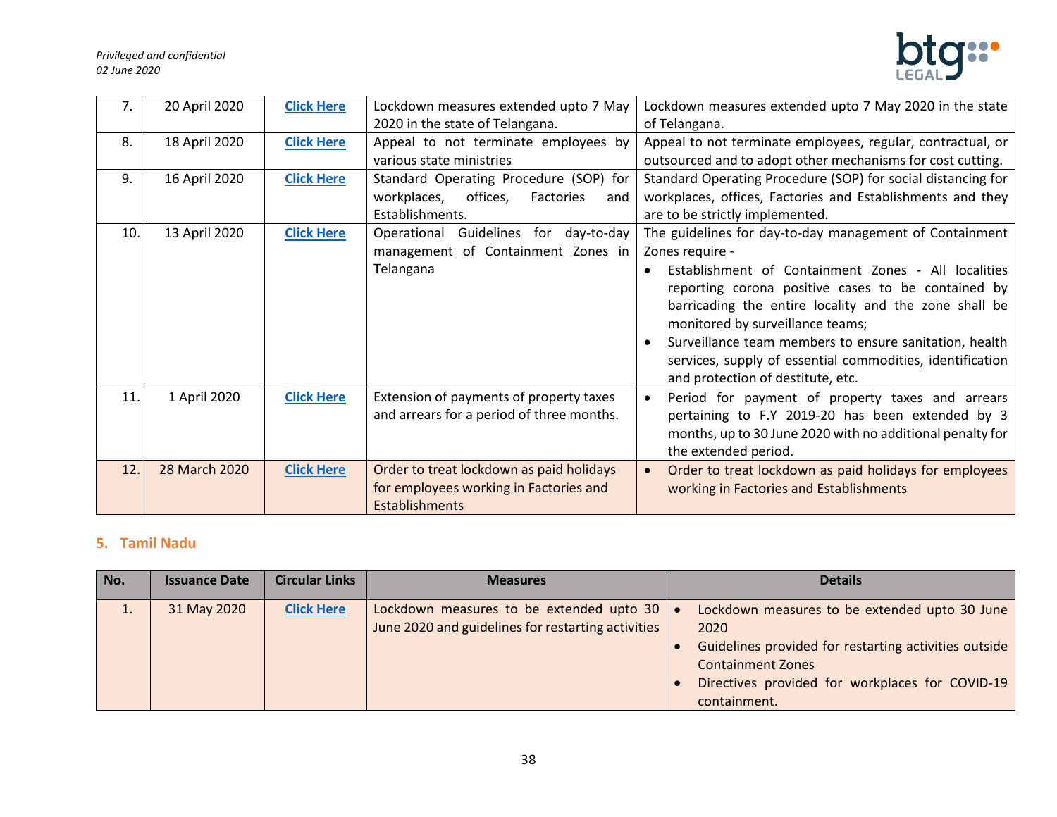| 7. | 20 April 2020 | **Click Here** | Lockdown measures extended upto 7 May 2020 in the state of Telangana. | Lockdown measures extended upto 7 May 2020 in the state of Telangana. |
|---|---|---|---|---|
| 8. | 18 April 2020 | **Click Here** | Appeal to not terminate employees by various state ministries | Appeal to not terminate employees, regular, contractual, or outsourced and to adopt other mechanisms for cost cutting. |
| 9. | 16 April 2020 | **Click Here** | Standard Operating Procedure (SOP) for workplaces, offices, Factories and Establishments. | Standard Operating Procedure (SOP) for social distancing for workplaces, offices, Factories and Establishments and they are to be strictly implemented. |
| 10. | 13 April 2020 | **Click Here** | Operational Guidelines for day-to-day management of Containment Zones in Telangana | The guidelines for day-to-day management of Containment Zones require - <br>• Establishment of Containment Zones - All localities reporting corona positive cases to be contained by barricading the entire locality and the zone shall be monitored by surveillance teams; <br>• Surveillance team members to ensure sanitation, health services, supply of essential commodities, identification and protection of destitute, etc. |
| 11. | 1 April 2020 | **Click Here** | Extension of payments of property taxes and arrears for a period of three months. | • Period for payment of property taxes and arrears pertaining to F.Y 2019-20 has been extended by 3 months, up to 30 June 2020 with no additional penalty for the extended period. |
| 12. | 28 March 2020 | **Click Here** | Order to treat lockdown as paid holidays for employees working in Factories and Establishments | • Order to treat lockdown as paid holidays for employees working in Factories and Establishments |

## 5. Tamil Nadu

| No. | Issuance Date | Circular Links | Measures | Details |
|---|---|---|---|---|
| 1. | 31 May 2020 | **Click Here** | Lockdown measures to be extended upto 30 June 2020 and guidelines for restarting activities | • Lockdown measures to be extended upto 30 June 2020 <br>• Guidelines provided for restarting activities outside Containment Zones <br>• Directives provided for workplaces for COVID-19 containment. |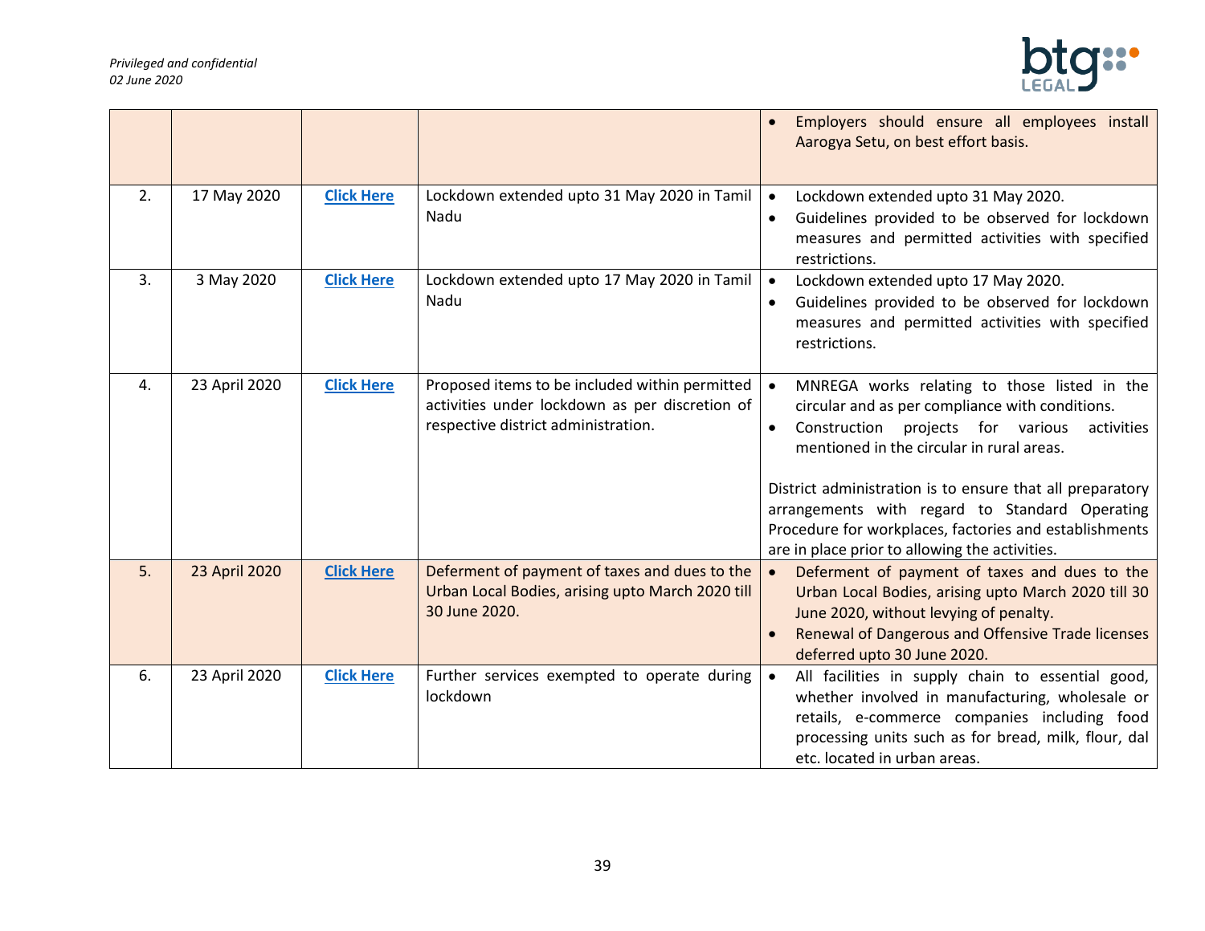| | | | | |
|---|---|---|---|---|
| | | | | • Employers should ensure all employees install Aarogya Setu, on best effort basis. |
| 2. | 17 May 2020 | **Click Here** | Lockdown extended upto 31 May 2020 in Tamil Nadu | • Lockdown extended upto 31 May 2020.<br>• Guidelines provided to be observed for lockdown measures and permitted activities with specified restrictions. |
| 3. | 3 May 2020 | **Click Here** | Lockdown extended upto 17 May 2020 in Tamil Nadu | • Lockdown extended upto 17 May 2020.<br>• Guidelines provided to be observed for lockdown measures and permitted activities with specified restrictions. |
| 4. | 23 April 2020 | **Click Here** | Proposed items to be included within permitted activities under lockdown as per discretion of respective district administration. | • MNREGA works relating to those listed in the circular and as per compliance with conditions.<br>• Construction projects for various activities mentioned in the circular in rural areas.<br><br>District administration is to ensure that all preparatory arrangements with regard to Standard Operating Procedure for workplaces, factories and establishments are in place prior to allowing the activities. |
| 5. | 23 April 2020 | **Click Here** | Deferment of payment of taxes and dues to the Urban Local Bodies, arising upto March 2020 till 30 June 2020. | • Deferment of payment of taxes and dues to the Urban Local Bodies, arising upto March 2020 till 30 June 2020, without levying of penalty.<br>• Renewal of Dangerous and Offensive Trade licenses deferred upto 30 June 2020. |
| 6. | 23 April 2020 | **Click Here** | Further services exempted to operate during lockdown | • All facilities in supply chain to essential good, whether involved in manufacturing, wholesale or retails, e-commerce companies including food processing units such as for bread, milk, flour, dal etc. located in urban areas. |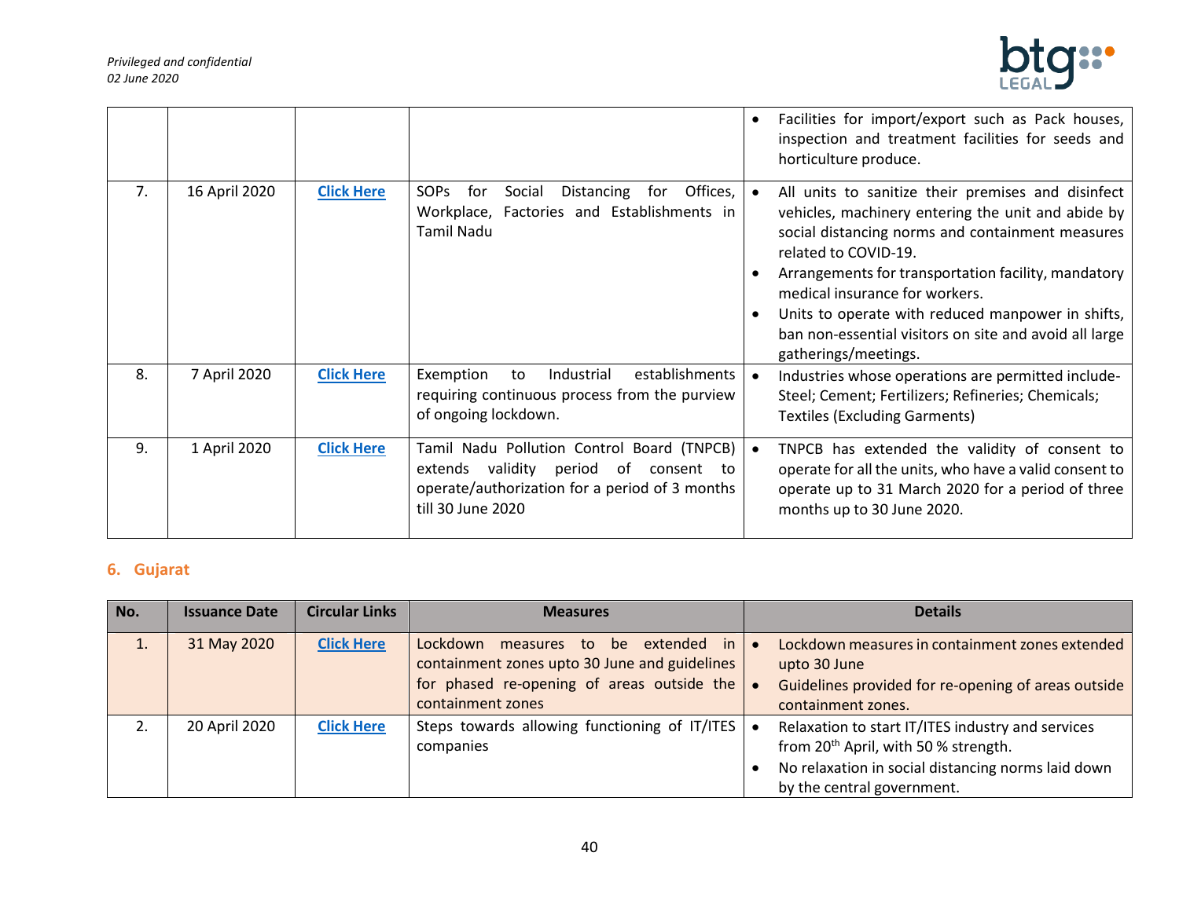| | | | | • Facilities for import/export such as Pack houses, inspection and treatment facilities for seeds and horticulture produce. |
|---|---|---|---|---|
| 7. | 16 April 2020 | **Click Here** | SOPs for Social Distancing for Offices, Workplace, Factories and Establishments in Tamil Nadu | • All units to sanitize their premises and disinfect vehicles, machinery entering the unit and abide by social distancing norms and containment measures related to COVID-19. <br> • Arrangements for transportation facility, mandatory medical insurance for workers. <br> • Units to operate with reduced manpower in shifts, ban non-essential visitors on site and avoid all large gatherings/meetings. |
| 8. | 7 April 2020 | **Click Here** | Exemption to Industrial establishments requiring continuous process from the purview of ongoing lockdown. | • Industries whose operations are permitted include- Steel; Cement; Fertilizers; Refineries; Chemicals; Textiles (Excluding Garments) |
| 9. | 1 April 2020 | **Click Here** | Tamil Nadu Pollution Control Board (TNPCB) extends validity period of consent to operate/authorization for a period of 3 months till 30 June 2020 | • TNPCB has extended the validity of consent to operate for all the units, who have a valid consent to operate up to 31 March 2020 for a period of three months up to 30 June 2020. |

## 6. Gujarat

| No. | Issuance Date | Circular Links | Measures | Details |
|---|---|---|---|---|
| 1. | 31 May 2020 | **Click Here** | Lockdown measures to be extended in containment zones upto 30 June and guidelines for phased re-opening of areas outside the containment zones | • Lockdown measures in containment zones extended upto 30 June <br> • Guidelines provided for re-opening of areas outside containment zones. |
| 2. | 20 April 2020 | **Click Here** | Steps towards allowing functioning of IT/ITES companies | • Relaxation to start IT/ITES industry and services from 20th April, with 50 % strength. <br> • No relaxation in social distancing norms laid down by the central government. |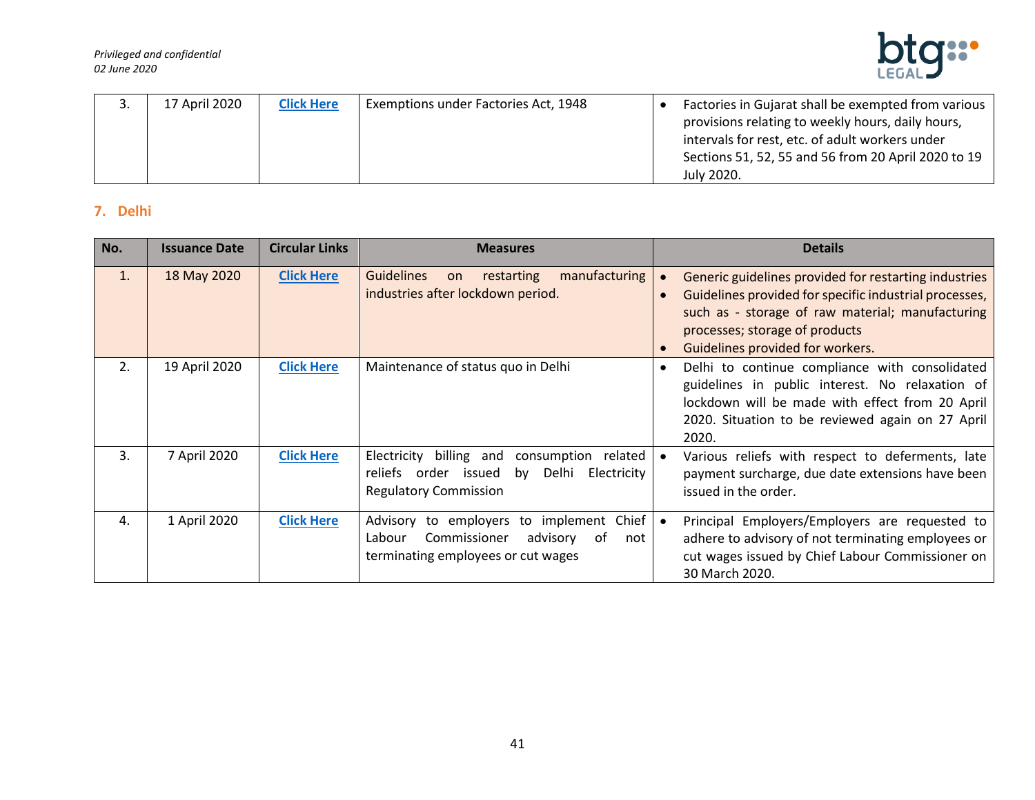| | | | | |
|---|---|---|---|---|
| 3. | 17 April 2020 | [Click Here]() | Exemptions under Factories Act, 1948 | • Factories in Gujarat shall be exempted from various provisions relating to weekly hours, daily hours, intervals for rest, etc. of adult workers under Sections 51, 52, 55 and 56 from 20 April 2020 to 19 July 2020. |

## 7. Delhi

| No. | Issuance Date | Circular Links | Measures | Details |
|---|---|---|---|---|
| 1. | 18 May 2020 | [Click Here]() | Guidelines on restarting manufacturing industries after lockdown period. | • Generic guidelines provided for restarting industries<br>• Guidelines provided for specific industrial processes, such as - storage of raw material; manufacturing processes; storage of products<br>• Guidelines provided for workers. |
| 2. | 19 April 2020 | [Click Here]() | Maintenance of status quo in Delhi | • Delhi to continue compliance with consolidated guidelines in public interest. No relaxation of lockdown will be made with effect from 20 April 2020. Situation to be reviewed again on 27 April 2020. |
| 3. | 7 April 2020 | [Click Here]() | Electricity billing and consumption related reliefs order issued by Delhi Electricity Regulatory Commission | • Various reliefs with respect to deferments, late payment surcharge, due date extensions have been issued in the order. |
| 4. | 1 April 2020 | [Click Here]() | Advisory to employers to implement Chief Labour Commissioner advisory of not terminating employees or cut wages | • Principal Employers/Employers are requested to adhere to advisory of not terminating employees or cut wages issued by Chief Labour Commissioner on 30 March 2020. |